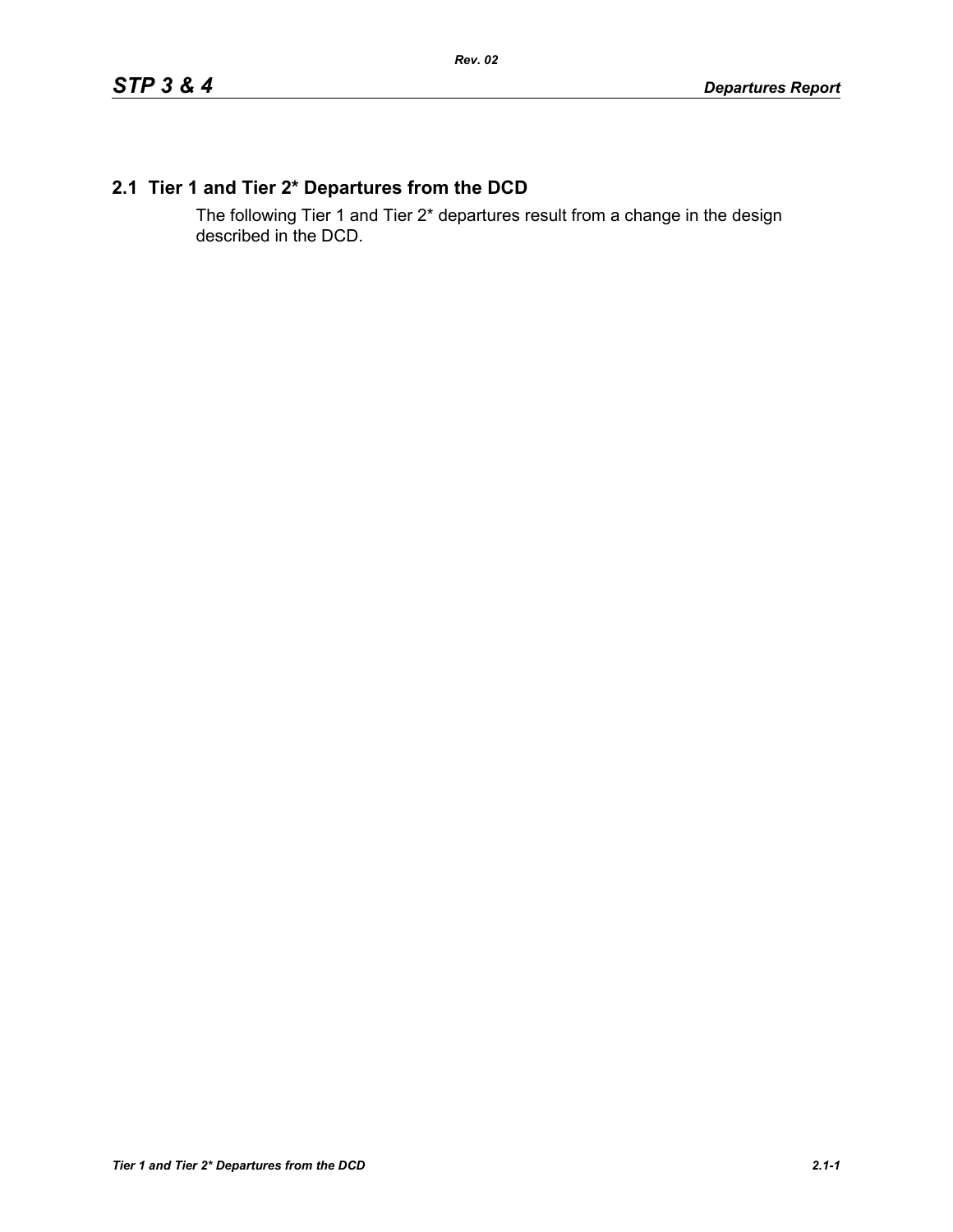## 2.1 Tier 1 and Tier 2* Departures from the DCD

The following Tier 1 and Tier 2* departures result from a change in the design described in the DCD.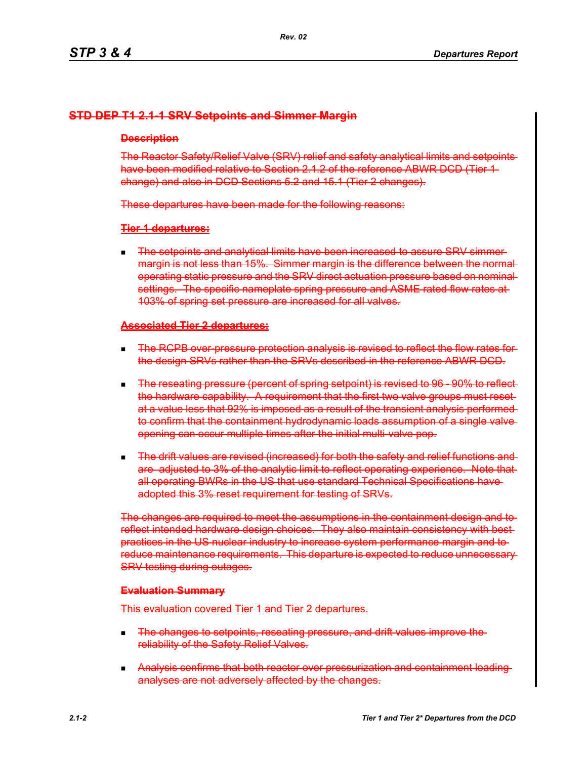## STD DEP T1 2.1-1 SRV Setpoints and Simmer Margin

### Description

The Reactor Safety/Relief Valve (SRV) relief and safety analytical limits and setpoints have been modified relative to Section 2.1.2 of the reference ABWR DCD (Tier 1 change) and also in DCD Sections 5.2 and 15.1 (Tier 2 changes).

These departures have been made for the following reasons:

**Tier 1 departures:**

- The setpoints and analytical limits have been increased to assure SRV simmer margin is not less than 15%. Simmer margin is the difference between the normal operating static pressure and the SRV direct actuation pressure based on nominal settings. The specific nameplate spring pressure and ASME rated flow rates at 103% of spring set pressure are increased for all valves.

**Associated Tier 2 departures:**

- The RCPB over-pressure protection analysis is revised to reflect the flow rates for the design SRVs rather than the SRVs described in the reference ABWR DCD.
- The reseating pressure (percent of spring setpoint) is revised to 96 - 90% to reflect the hardware capability. A requirement that the first two valve groups must reset at a value less that 92% is imposed as a result of the transient analysis performed to confirm that the containment hydrodynamic loads assumption of a single valve opening can occur multiple times after the initial multi-valve pop.
- The drift values are revised (increased) for both the safety and relief functions and are adjusted to 3% of the analytic limit to reflect operating experience. Note that all operating BWRs in the US that use standard Technical Specifications have adopted this 3% reset requirement for testing of SRVs.

The changes are required to meet the assumptions in the containment design and to reflect intended hardware design choices. They also maintain consistency with best practices in the US nuclear industry to increase system performance margin and to reduce maintenance requirements. This departure is expected to reduce unnecessary SRV testing during outages.

### Evaluation Summary

This evaluation covered Tier 1 and Tier 2 departures.

- The changes to setpoints, reseating pressure, and drift values improve the reliability of the Safety Relief Valves.
- Analysis confirms that both reactor over pressurization and containment loading analyses are not adversely affected by the changes.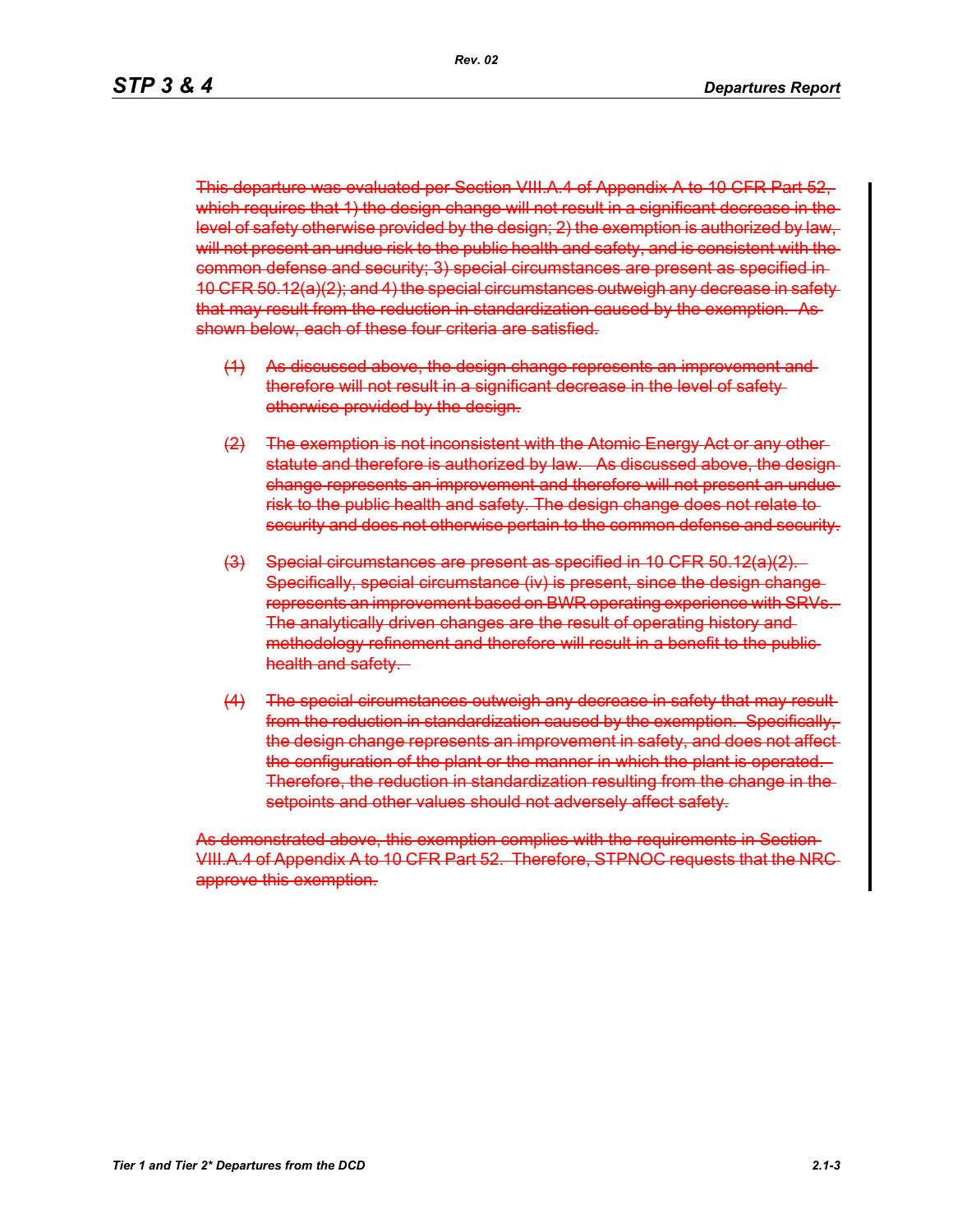~~This departure was evaluated per Section VIII.A.4 of Appendix A to 10 CFR Part 52, which requires that 1) the design change will not result in a significant decrease in the level of safety otherwise provided by the design; 2) the exemption is authorized by law, will not present an undue risk to the public health and safety, and is consistent with the common defense and security; 3) special circumstances are present as specified in 10 CFR 50.12(a)(2); and 4) the special circumstances outweigh any decrease in safety that may result from the reduction in standardization caused by the exemption. As shown below, each of these four criteria are satisfied.~~

~~(1) As discussed above, the design change represents an improvement and therefore will not result in a significant decrease in the level of safety otherwise provided by the design.~~

~~(2) The exemption is not inconsistent with the Atomic Energy Act or any other statute and therefore is authorized by law. As discussed above, the design change represents an improvement and therefore will not present an undue risk to the public health and safety. The design change does not relate to security and does not otherwise pertain to the common defense and security.~~

~~(3) Special circumstances are present as specified in 10 CFR 50.12(a)(2). Specifically, special circumstance (iv) is present, since the design change represents an improvement based on BWR operating experience with SRVs. The analytically driven changes are the result of operating history and methodology refinement and therefore will result in a benefit to the public health and safety.~~

~~(4) The special circumstances outweigh any decrease in safety that may result from the reduction in standardization caused by the exemption. Specifically, the design change represents an improvement in safety, and does not affect the configuration of the plant or the manner in which the plant is operated. Therefore, the reduction in standardization resulting from the change in the setpoints and other values should not adversely affect safety.~~

~~As demonstrated above, this exemption complies with the requirements in Section VIII.A.4 of Appendix A to 10 CFR Part 52. Therefore, STPNOC requests that the NRC approve this exemption.~~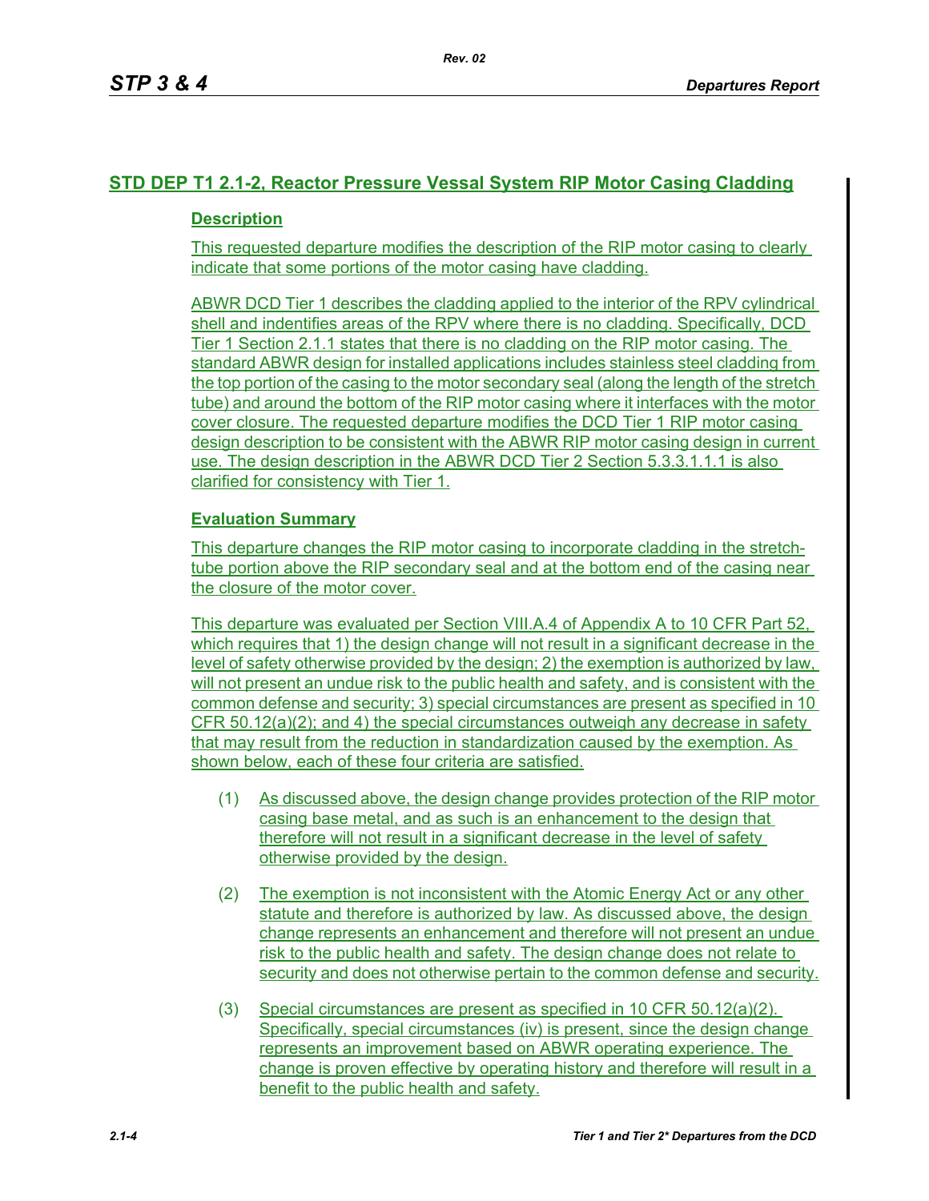## STD DEP T1 2.1-2, Reactor Pressure Vessal System RIP Motor Casing Cladding

### Description

This requested departure modifies the description of the RIP motor casing to clearly indicate that some portions of the motor casing have cladding.

ABWR DCD Tier 1 describes the cladding applied to the interior of the RPV cylindrical shell and indentifies areas of the RPV where there is no cladding. Specifically, DCD Tier 1 Section 2.1.1 states that there is no cladding on the RIP motor casing. The standard ABWR design for installed applications includes stainless steel cladding from the top portion of the casing to the motor secondary seal (along the length of the stretch tube) and around the bottom of the RIP motor casing where it interfaces with the motor cover closure. The requested departure modifies the DCD Tier 1 RIP motor casing design description to be consistent with the ABWR RIP motor casing design in current use. The design description in the ABWR DCD Tier 2 Section 5.3.3.1.1.1 is also clarified for consistency with Tier 1.

### Evaluation Summary

This departure changes the RIP motor casing to incorporate cladding in the stretch-tube portion above the RIP secondary seal and at the bottom end of the casing near the closure of the motor cover.

This departure was evaluated per Section VIII.A.4 of Appendix A to 10 CFR Part 52, which requires that 1) the design change will not result in a significant decrease in the level of safety otherwise provided by the design; 2) the exemption is authorized by law, will not present an undue risk to the public health and safety, and is consistent with the common defense and security; 3) special circumstances are present as specified in 10 CFR 50.12(a)(2); and 4) the special circumstances outweigh any decrease in safety that may result from the reduction in standardization caused by the exemption. As shown below, each of these four criteria are satisfied.

(1) As discussed above, the design change provides protection of the RIP motor casing base metal, and as such is an enhancement to the design that therefore will not result in a significant decrease in the level of safety otherwise provided by the design.

(2) The exemption is not inconsistent with the Atomic Energy Act or any other statute and therefore is authorized by law. As discussed above, the design change represents an enhancement and therefore will not present an undue risk to the public health and safety. The design change does not relate to security and does not otherwise pertain to the common defense and security.

(3) Special circumstances are present as specified in 10 CFR 50.12(a)(2). Specifically, special circumstances (iv) is present, since the design change represents an improvement based on ABWR operating experience. The change is proven effective by operating history and therefore will result in a benefit to the public health and safety.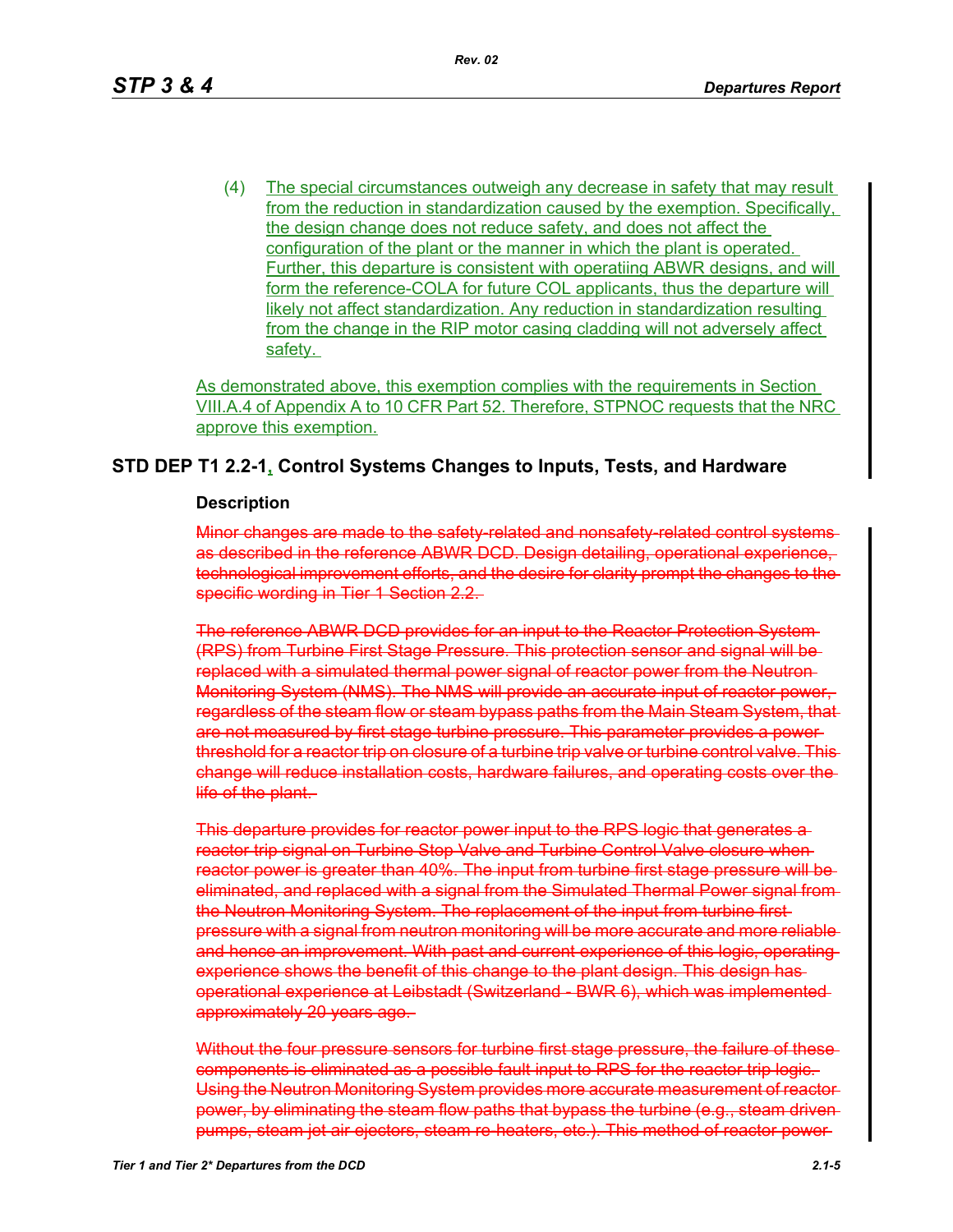(4) The special circumstances outweigh any decrease in safety that may result from the reduction in standardization caused by the exemption. Specifically, the design change does not reduce safety, and does not affect the configuration of the plant or the manner in which the plant is operated. Further, this departure is consistent with operatiing ABWR designs, and will form the reference-COLA for future COL applicants, thus the departure will likely not affect standardization. Any reduction in standardization resulting from the change in the RIP motor casing cladding will not adversely affect safety.

As demonstrated above, this exemption complies with the requirements in Section VIII.A.4 of Appendix A to 10 CFR Part 52. Therefore, STPNOC requests that the NRC approve this exemption.

## STD DEP T1 2.2-1, Control Systems Changes to Inputs, Tests, and Hardware

### Description

~~Minor changes are made to the safety-related and nonsafety-related control systems as described in the reference ABWR DCD. Design detailing, operational experience, technological improvement efforts, and the desire for clarity prompt the changes to the specific wording in Tier 1 Section 2.2.~~

~~The reference ABWR DCD provides for an input to the Reactor Protection System (RPS) from Turbine First Stage Pressure. This protection sensor and signal will be replaced with a simulated thermal power signal of reactor power from the Neutron Monitoring System (NMS). The NMS will provide an accurate input of reactor power, regardless of the steam flow or steam bypass paths from the Main Steam System, that are not measured by first stage turbine pressure. This parameter provides a power threshold for a reactor trip on closure of a turbine trip valve or turbine control valve. This change will reduce installation costs, hardware failures, and operating costs over the life of the plant.~~

~~This departure provides for reactor power input to the RPS logic that generates a reactor trip signal on Turbine Stop Valve and Turbine Control Valve closure when reactor power is greater than 40%. The input from turbine first stage pressure will be eliminated, and replaced with a signal from the Simulated Thermal Power signal from the Neutron Monitoring System. The replacement of the input from turbine first pressure with a signal from neutron monitoring will be more accurate and more reliable and hence an improvement. With past and current experience of this logic, operating experience shows the benefit of this change to the plant design. This design has operational experience at Leibstadt (Switzerland - BWR 6), which was implemented approximately 20 years ago.~~

~~Without the four pressure sensors for turbine first stage pressure, the failure of these components is eliminated as a possible fault input to RPS for the reactor trip logic. Using the Neutron Monitoring System provides more accurate measurement of reactor power, by eliminating the steam flow paths that bypass the turbine (e.g., steam driven pumps, steam jet air ejectors, steam re-heaters, etc.). This method of reactor power~~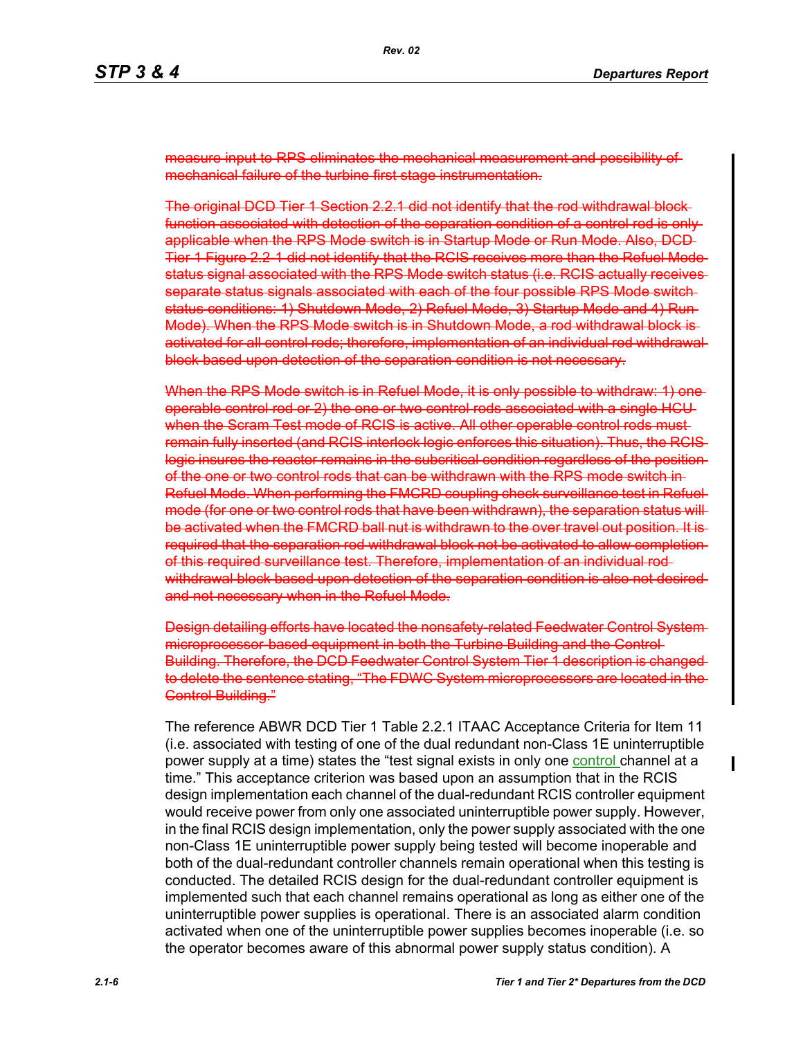~~measure input to RPS eliminates the mechanical measurement and possibility of mechanical failure of the turbine first stage instrumentation.~~

~~The original DCD Tier 1 Section 2.2.1 did not identify that the rod withdrawal block function associated with detection of the separation condition of a control rod is only applicable when the RPS Mode switch is in Startup Mode or Run Mode. Also, DCD Tier 1 Figure 2.2-1 did not identify that the RCIS receives more than the Refuel Mode status signal associated with the RPS Mode switch status (i.e. RCIS actually receives separate status signals associated with each of the four possible RPS Mode switch status conditions: 1) Shutdown Mode, 2) Refuel Mode, 3) Startup Mode and 4) Run Mode). When the RPS Mode switch is in Shutdown Mode, a rod withdrawal block is activated for all control rods; therefore, implementation of an individual rod withdrawal block based upon detection of the separation condition is not necessary.~~

~~When the RPS Mode switch is in Refuel Mode, it is only possible to withdraw: 1) one operable control rod or 2) the one or two control rods associated with a single HCU when the Scram Test mode of RCIS is active. All other operable control rods must remain fully inserted (and RCIS interlock logic enforces this situation). Thus, the RCIS logic insures the reactor remains in the subcritical condition regardless of the position of the one or two control rods that can be withdrawn with the RPS mode switch in Refuel Mode. When performing the FMCRD coupling check surveillance test in Refuel mode (for one or two control rods that have been withdrawn), the separation status will be activated when the FMCRD ball nut is withdrawn to the over travel out position. It is required that the separation rod withdrawal block not be activated to allow completion of this required surveillance test. Therefore, implementation of an individual rod withdrawal block based upon detection of the separation condition is also not desired and not necessary when in the Refuel Mode.~~

~~Design detailing efforts have located the nonsafety-related Feedwater Control System microprocessor-based equipment in both the Turbine Building and the Control Building. Therefore, the DCD Feedwater Control System Tier 1 description is changed to delete the sentence stating, "The FDWC System microprocessors are located in the Control Building."~~

The reference ABWR DCD Tier 1 Table 2.2.1 ITAAC Acceptance Criteria for Item 11 (i.e. associated with testing of one of the dual redundant non-Class 1E uninterruptible power supply at a time) states the "test signal exists in only one control channel at a time." This acceptance criterion was based upon an assumption that in the RCIS design implementation each channel of the dual-redundant RCIS controller equipment would receive power from only one associated uninterruptible power supply. However, in the final RCIS design implementation, only the power supply associated with the one non-Class 1E uninterruptible power supply being tested will become inoperable and both of the dual-redundant controller channels remain operational when this testing is conducted. The detailed RCIS design for the dual-redundant controller equipment is implemented such that each channel remains operational as long as either one of the uninterruptible power supplies is operational. There is an associated alarm condition activated when one of the uninterruptible power supplies becomes inoperable (i.e. so the operator becomes aware of this abnormal power supply status condition). A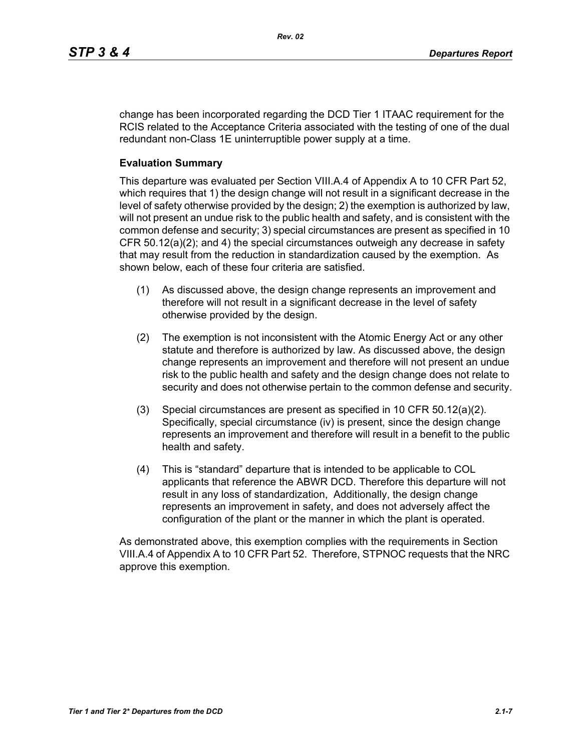change has been incorporated regarding the DCD Tier 1 ITAAC requirement for the RCIS related to the Acceptance Criteria associated with the testing of one of the dual redundant non-Class 1E uninterruptible power supply at a time.

**Evaluation Summary**

This departure was evaluated per Section VIII.A.4 of Appendix A to 10 CFR Part 52, which requires that 1) the design change will not result in a significant decrease in the level of safety otherwise provided by the design; 2) the exemption is authorized by law, will not present an undue risk to the public health and safety, and is consistent with the common defense and security; 3) special circumstances are present as specified in 10 CFR 50.12(a)(2); and 4) the special circumstances outweigh any decrease in safety that may result from the reduction in standardization caused by the exemption. As shown below, each of these four criteria are satisfied.

(1) As discussed above, the design change represents an improvement and therefore will not result in a significant decrease in the level of safety otherwise provided by the design.

(2) The exemption is not inconsistent with the Atomic Energy Act or any other statute and therefore is authorized by law. As discussed above, the design change represents an improvement and therefore will not present an undue risk to the public health and safety and the design change does not relate to security and does not otherwise pertain to the common defense and security.

(3) Special circumstances are present as specified in 10 CFR 50.12(a)(2). Specifically, special circumstance (iv) is present, since the design change represents an improvement and therefore will result in a benefit to the public health and safety.

(4) This is "standard" departure that is intended to be applicable to COL applicants that reference the ABWR DCD. Therefore this departure will not result in any loss of standardization, Additionally, the design change represents an improvement in safety, and does not adversely affect the configuration of the plant or the manner in which the plant is operated.

As demonstrated above, this exemption complies with the requirements in Section VIII.A.4 of Appendix A to 10 CFR Part 52. Therefore, STPNOC requests that the NRC approve this exemption.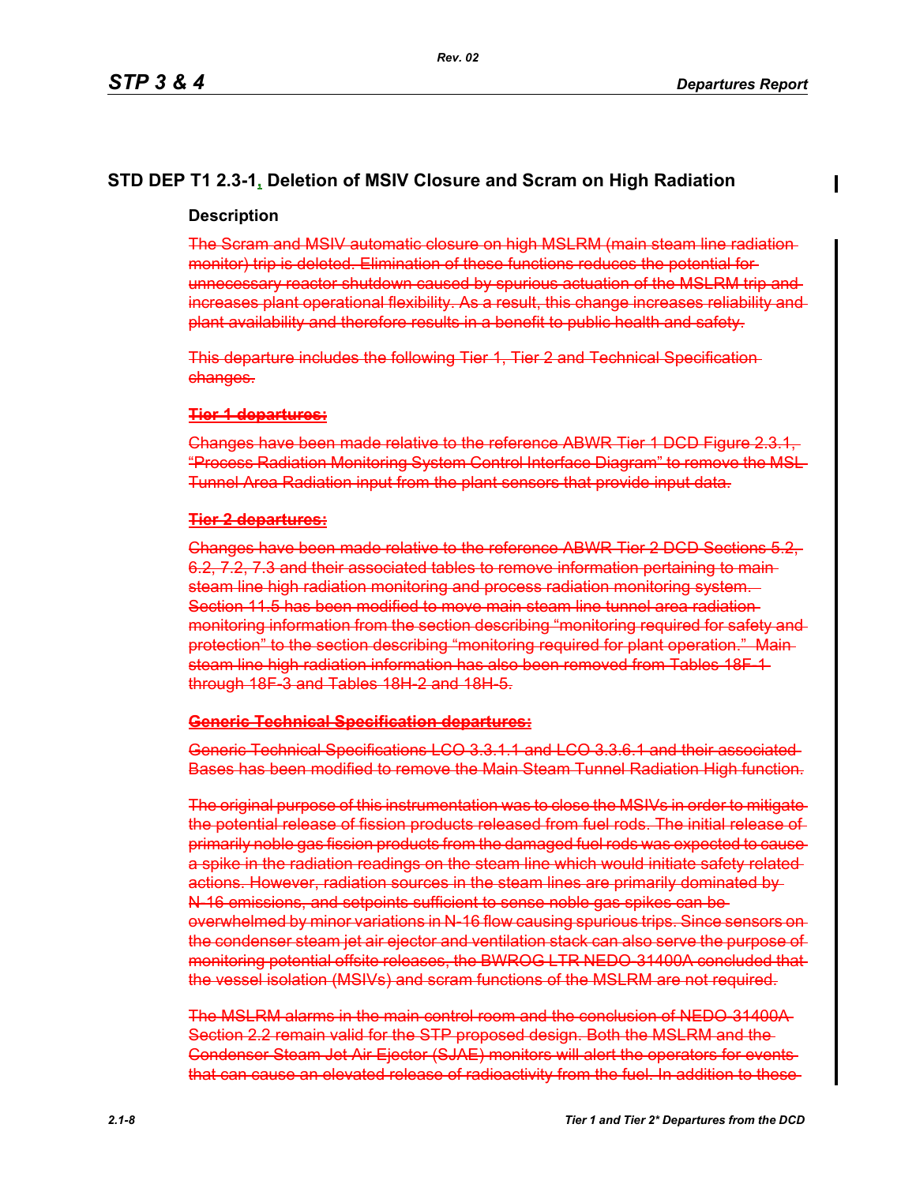## STD DEP T1 2.3-1, Deletion of MSIV Closure and Scram on High Radiation

### Description

~~The Scram and MSIV automatic closure on high MSLRM (main steam line radiation monitor) trip is deleted. Elimination of these functions reduces the potential for unnecessary reactor shutdown caused by spurious actuation of the MSLRM trip and increases plant operational flexibility. As a result, this change increases reliability and plant availability and therefore results in a benefit to public health and safety.~~

~~This departure includes the following Tier 1, Tier 2 and Technical Specification changes.~~

~~**Tier 1 departures:**~~

~~Changes have been made relative to the reference ABWR Tier 1 DCD Figure 2.3.1, "Process Radiation Monitoring System Control Interface Diagram" to remove the MSL Tunnel Area Radiation input from the plant sensors that provide input data.~~

~~**Tier 2 departures:**~~

~~Changes have been made relative to the reference ABWR Tier 2 DCD Sections 5.2, 6.2, 7.2, 7.3 and their associated tables to remove information pertaining to main steam line high radiation monitoring and process radiation monitoring system. Section 11.5 has been modified to move main steam line tunnel area radiation monitoring information from the section describing "monitoring required for safety and protection" to the section describing "monitoring required for plant operation." Main steam line high radiation information has also been removed from Tables 18F-1 through 18F-3 and Tables 18H-2 and 18H-5.~~

~~**Generic Technical Specification departures:**~~

~~Generic Technical Specifications LCO 3.3.1.1 and LCO 3.3.6.1 and their associated Bases has been modified to remove the Main Steam Tunnel Radiation High function.~~

~~The original purpose of this instrumentation was to close the MSIVs in order to mitigate the potential release of fission products released from fuel rods. The initial release of primarily noble gas fission products from the damaged fuel rods was expected to cause a spike in the radiation readings on the steam line which would initiate safety related actions. However, radiation sources in the steam lines are primarily dominated by N-16 emissions, and setpoints sufficient to sense noble gas spikes can be overwhelmed by minor variations in N-16 flow causing spurious trips. Since sensors on the condenser steam jet air ejector and ventilation stack can also serve the purpose of monitoring potential offsite releases, the BWROG LTR NEDO-31400A concluded that the vessel isolation (MSIVs) and scram functions of the MSLRM are not required.~~

~~The MSLRM alarms in the main control room and the conclusion of NEDO-31400A Section 2.2 remain valid for the STP proposed design. Both the MSLRM and the Condenser Steam Jet Air Ejector (SJAE) monitors will alert the operators for events that can cause an elevated release of radioactivity from the fuel. In addition to these~~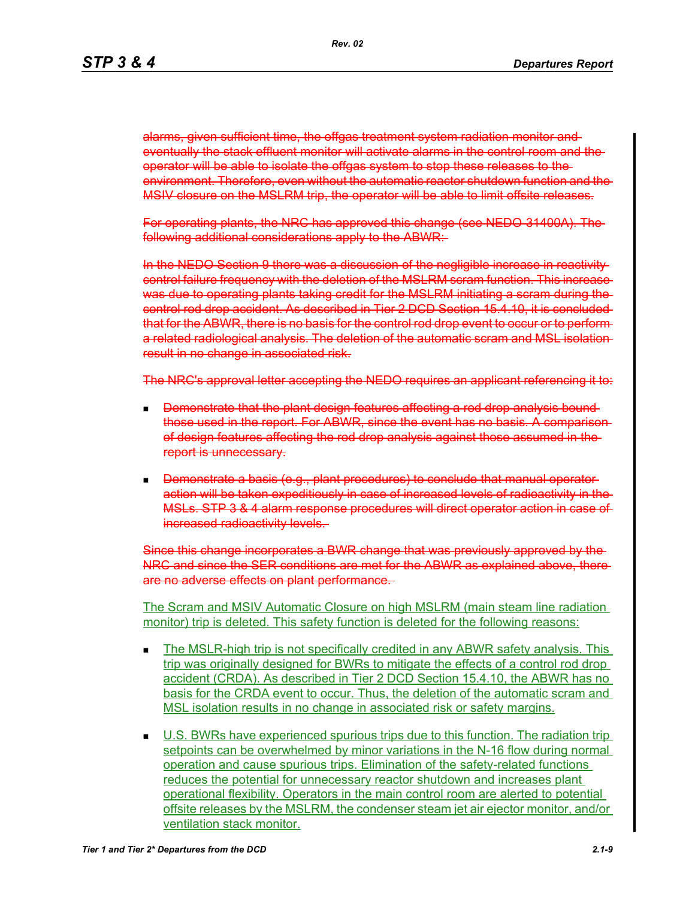~~alarms, given sufficient time, the offgas treatment system radiation monitor and eventually the stack effluent monitor will activate alarms in the control room and the operator will be able to isolate the offgas system to stop these releases to the environment. Therefore, even without the automatic reactor shutdown function and the MSIV closure on the MSLRM trip, the operator will be able to limit offsite releases.~~

~~For operating plants, the NRC has approved this change (see NEDO-31400A). The following additional considerations apply to the ABWR:~~

~~In the NEDO Section 9 there was a discussion of the negligible increase in reactivity control failure frequency with the deletion of the MSLRM scram function. This increase was due to operating plants taking credit for the MSLRM initiating a scram during the control rod drop accident. As described in Tier 2 DCD Section 15.4.10, it is concluded that for the ABWR, there is no basis for the control rod drop event to occur or to perform a related radiological analysis. The deletion of the automatic scram and MSL isolation result in no change in associated risk.~~

~~The NRC's approval letter accepting the NEDO requires an applicant referencing it to:~~

- ~~Demonstrate that the plant design features affecting a rod drop analysis bound those used in the report. For ABWR, since the event has no basis. A comparison of design features affecting the rod drop analysis against those assumed in the report is unnecessary.~~
- ~~Demonstrate a basis (e.g., plant procedures) to conclude that manual operator action will be taken expeditiously in case of increased levels of radioactivity in the MSLs. STP 3 & 4 alarm response procedures will direct operator action in case of increased radioactivity levels.~~

~~Since this change incorporates a BWR change that was previously approved by the NRC and since the SER conditions are met for the ABWR as explained above, there are no adverse effects on plant performance.~~

<u>The Scram and MSIV Automatic Closure on high MSLRM (main steam line radiation monitor) trip is deleted. This safety function is deleted for the following reasons:</u>

- <u>The MSLR-high trip is not specifically credited in any ABWR safety analysis. This trip was originally designed for BWRs to mitigate the effects of a control rod drop accident (CRDA). As described in Tier 2 DCD Section 15.4.10, the ABWR has no basis for the CRDA event to occur. Thus, the deletion of the automatic scram and MSL isolation results in no change in associated risk or safety margins.</u>
- <u>U.S. BWRs have experienced spurious trips due to this function. The radiation trip setpoints can be overwhelmed by minor variations in the N-16 flow during normal operation and cause spurious trips. Elimination of the safety-related functions reduces the potential for unnecessary reactor shutdown and increases plant operational flexibility. Operators in the main control room are alerted to potential offsite releases by the MSLRM, the condenser steam jet air ejector monitor, and/or ventilation stack monitor.</u>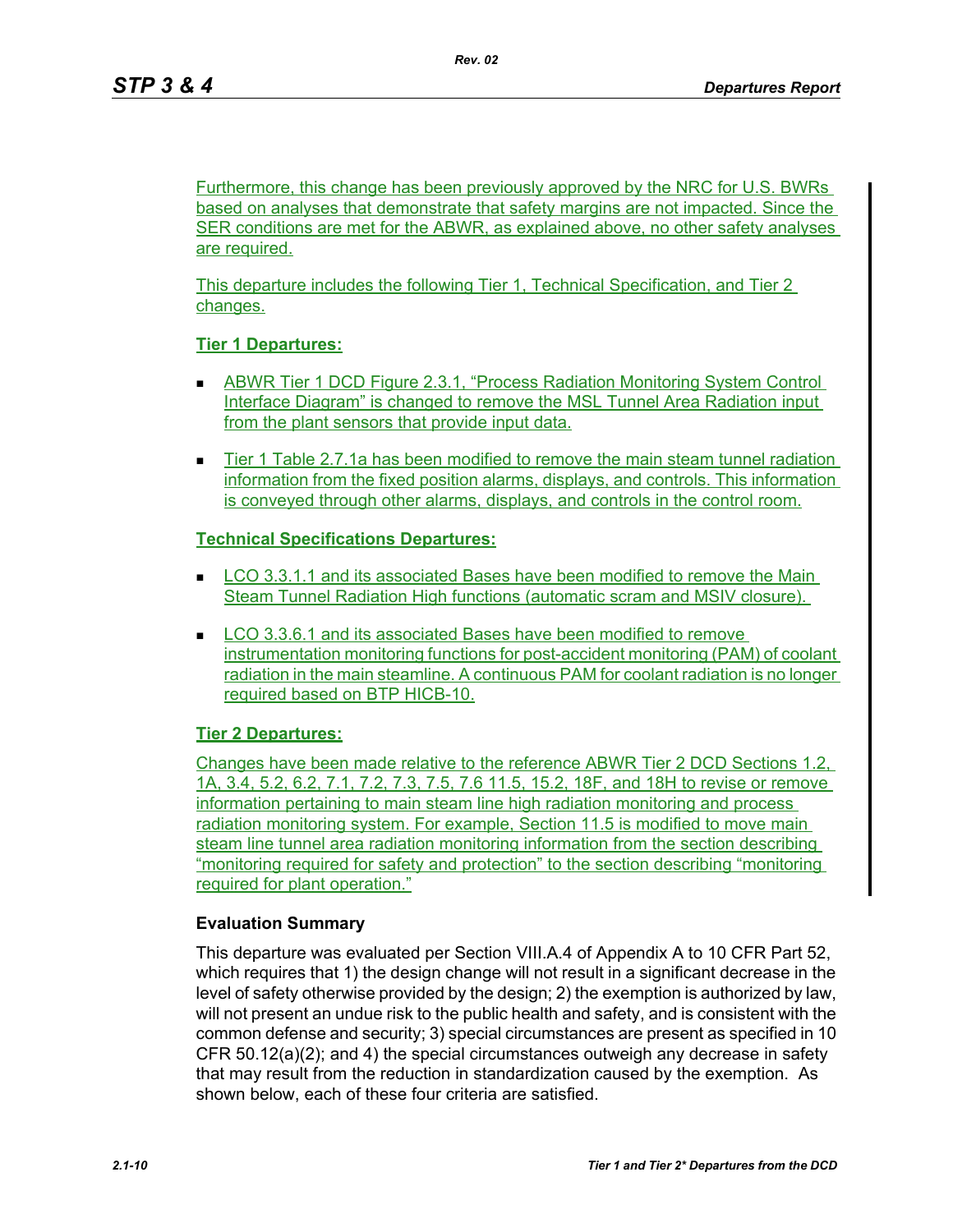Furthermore, this change has been previously approved by the NRC for U.S. BWRs based on analyses that demonstrate that safety margins are not impacted. Since the SER conditions are met for the ABWR, as explained above, no other safety analyses are required.

This departure includes the following Tier 1, Technical Specification, and Tier 2 changes.

**Tier 1 Departures:**

- ABWR Tier 1 DCD Figure 2.3.1, "Process Radiation Monitoring System Control Interface Diagram" is changed to remove the MSL Tunnel Area Radiation input from the plant sensors that provide input data.
- Tier 1 Table 2.7.1a has been modified to remove the main steam tunnel radiation information from the fixed position alarms, displays, and controls. This information is conveyed through other alarms, displays, and controls in the control room.

**Technical Specifications Departures:**

- LCO 3.3.1.1 and its associated Bases have been modified to remove the Main Steam Tunnel Radiation High functions (automatic scram and MSIV closure).
- LCO 3.3.6.1 and its associated Bases have been modified to remove instrumentation monitoring functions for post-accident monitoring (PAM) of coolant radiation in the main steamline. A continuous PAM for coolant radiation is no longer required based on BTP HICB-10.

**Tier 2 Departures:**

Changes have been made relative to the reference ABWR Tier 2 DCD Sections 1.2, 1A, 3.4, 5.2, 6.2, 7.1, 7.2, 7.3, 7.5, 7.6 11.5, 15.2, 18F, and 18H to revise or remove information pertaining to main steam line high radiation monitoring and process radiation monitoring system. For example, Section 11.5 is modified to move main steam line tunnel area radiation monitoring information from the section describing "monitoring required for safety and protection" to the section describing "monitoring required for plant operation."

**Evaluation Summary**

This departure was evaluated per Section VIII.A.4 of Appendix A to 10 CFR Part 52, which requires that 1) the design change will not result in a significant decrease in the level of safety otherwise provided by the design; 2) the exemption is authorized by law, will not present an undue risk to the public health and safety, and is consistent with the common defense and security; 3) special circumstances are present as specified in 10 CFR 50.12(a)(2); and 4) the special circumstances outweigh any decrease in safety that may result from the reduction in standardization caused by the exemption. As shown below, each of these four criteria are satisfied.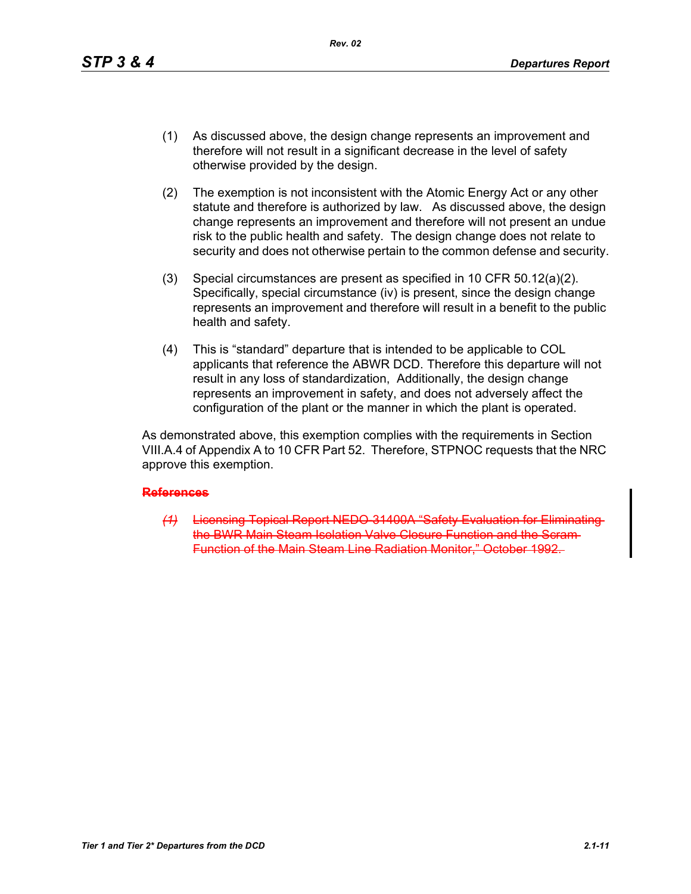(1) As discussed above, the design change represents an improvement and therefore will not result in a significant decrease in the level of safety otherwise provided by the design.

(2) The exemption is not inconsistent with the Atomic Energy Act or any other statute and therefore is authorized by law. As discussed above, the design change represents an improvement and therefore will not present an undue risk to the public health and safety. The design change does not relate to security and does not otherwise pertain to the common defense and security.

(3) Special circumstances are present as specified in 10 CFR 50.12(a)(2). Specifically, special circumstance (iv) is present, since the design change represents an improvement and therefore will result in a benefit to the public health and safety.

(4) This is "standard" departure that is intended to be applicable to COL applicants that reference the ABWR DCD. Therefore this departure will not result in any loss of standardization, Additionally, the design change represents an improvement in safety, and does not adversely affect the configuration of the plant or the manner in which the plant is operated.

As demonstrated above, this exemption complies with the requirements in Section VIII.A.4 of Appendix A to 10 CFR Part 52. Therefore, STPNOC requests that the NRC approve this exemption.

~~**References**~~

~~*(1)* Licensing Topical Report NEDO-31400A "Safety Evaluation for Eliminating the BWR Main Steam Isolation Valve Closure Function and the Scram Function of the Main Steam Line Radiation Monitor," October 1992.~~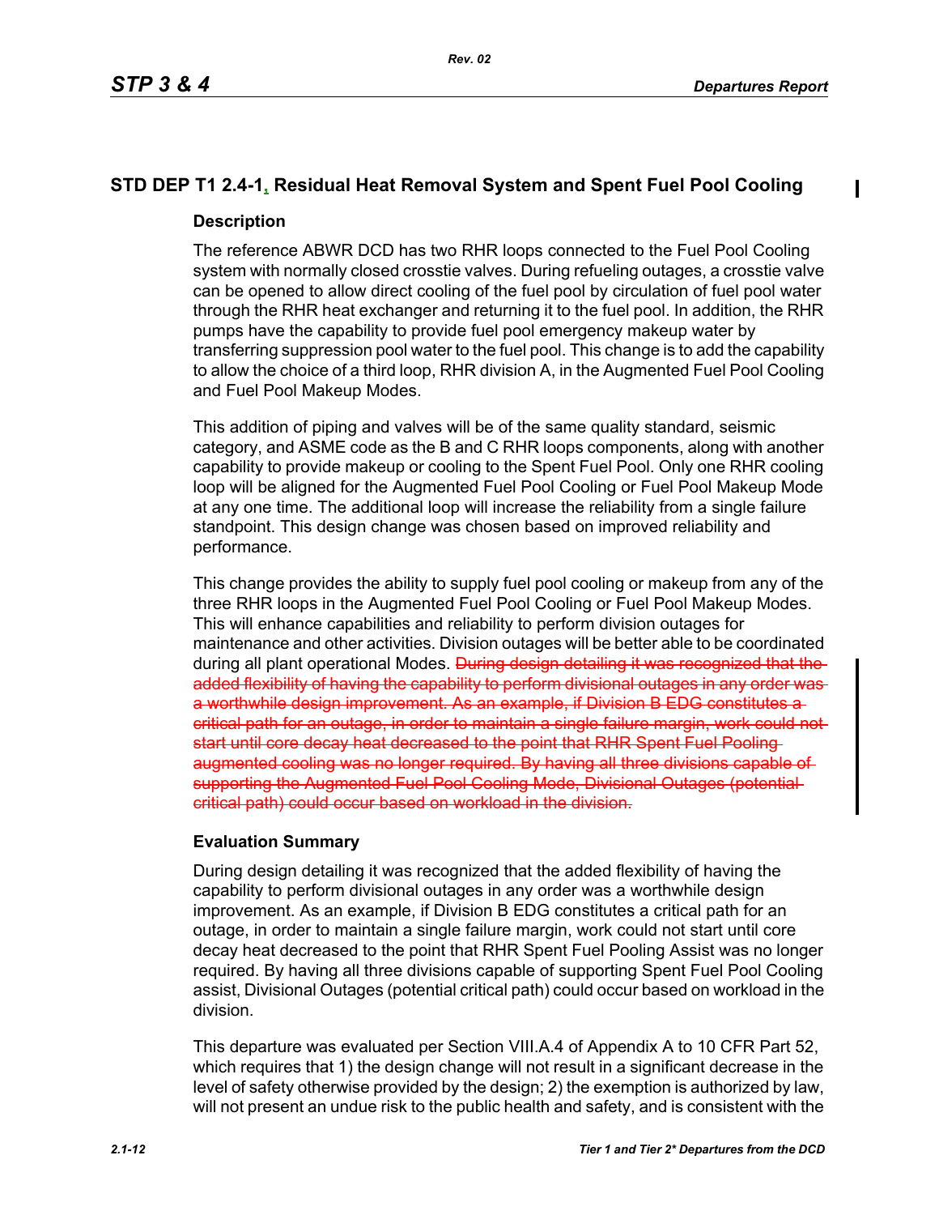## STD DEP T1 2.4-1, Residual Heat Removal System and Spent Fuel Pool Cooling

### Description

The reference ABWR DCD has two RHR loops connected to the Fuel Pool Cooling system with normally closed crosstie valves. During refueling outages, a crosstie valve can be opened to allow direct cooling of the fuel pool by circulation of fuel pool water through the RHR heat exchanger and returning it to the fuel pool. In addition, the RHR pumps have the capability to provide fuel pool emergency makeup water by transferring suppression pool water to the fuel pool. This change is to add the capability to allow the choice of a third loop, RHR division A, in the Augmented Fuel Pool Cooling and Fuel Pool Makeup Modes.

This addition of piping and valves will be of the same quality standard, seismic category, and ASME code as the B and C RHR loops components, along with another capability to provide makeup or cooling to the Spent Fuel Pool. Only one RHR cooling loop will be aligned for the Augmented Fuel Pool Cooling or Fuel Pool Makeup Mode at any one time. The additional loop will increase the reliability from a single failure standpoint. This design change was chosen based on improved reliability and performance.

This change provides the ability to supply fuel pool cooling or makeup from any of the three RHR loops in the Augmented Fuel Pool Cooling or Fuel Pool Makeup Modes. This will enhance capabilities and reliability to perform division outages for maintenance and other activities. Division outages will be better able to be coordinated during all plant operational Modes. ~~During design detailing it was recognized that the added flexibility of having the capability to perform divisional outages in any order was a worthwhile design improvement. As an example, if Division B EDG constitutes a critical path for an outage, in order to maintain a single failure margin, work could not start until core decay heat decreased to the point that RHR Spent Fuel Pooling augmented cooling was no longer required. By having all three divisions capable of supporting the Augmented Fuel Pool Cooling Mode, Divisional Outages (potential critical path) could occur based on workload in the division.~~

### Evaluation Summary

During design detailing it was recognized that the added flexibility of having the capability to perform divisional outages in any order was a worthwhile design improvement. As an example, if Division B EDG constitutes a critical path for an outage, in order to maintain a single failure margin, work could not start until core decay heat decreased to the point that RHR Spent Fuel Pooling Assist was no longer required. By having all three divisions capable of supporting Spent Fuel Pool Cooling assist, Divisional Outages (potential critical path) could occur based on workload in the division.

This departure was evaluated per Section VIII.A.4 of Appendix A to 10 CFR Part 52, which requires that 1) the design change will not result in a significant decrease in the level of safety otherwise provided by the design; 2) the exemption is authorized by law, will not present an undue risk to the public health and safety, and is consistent with the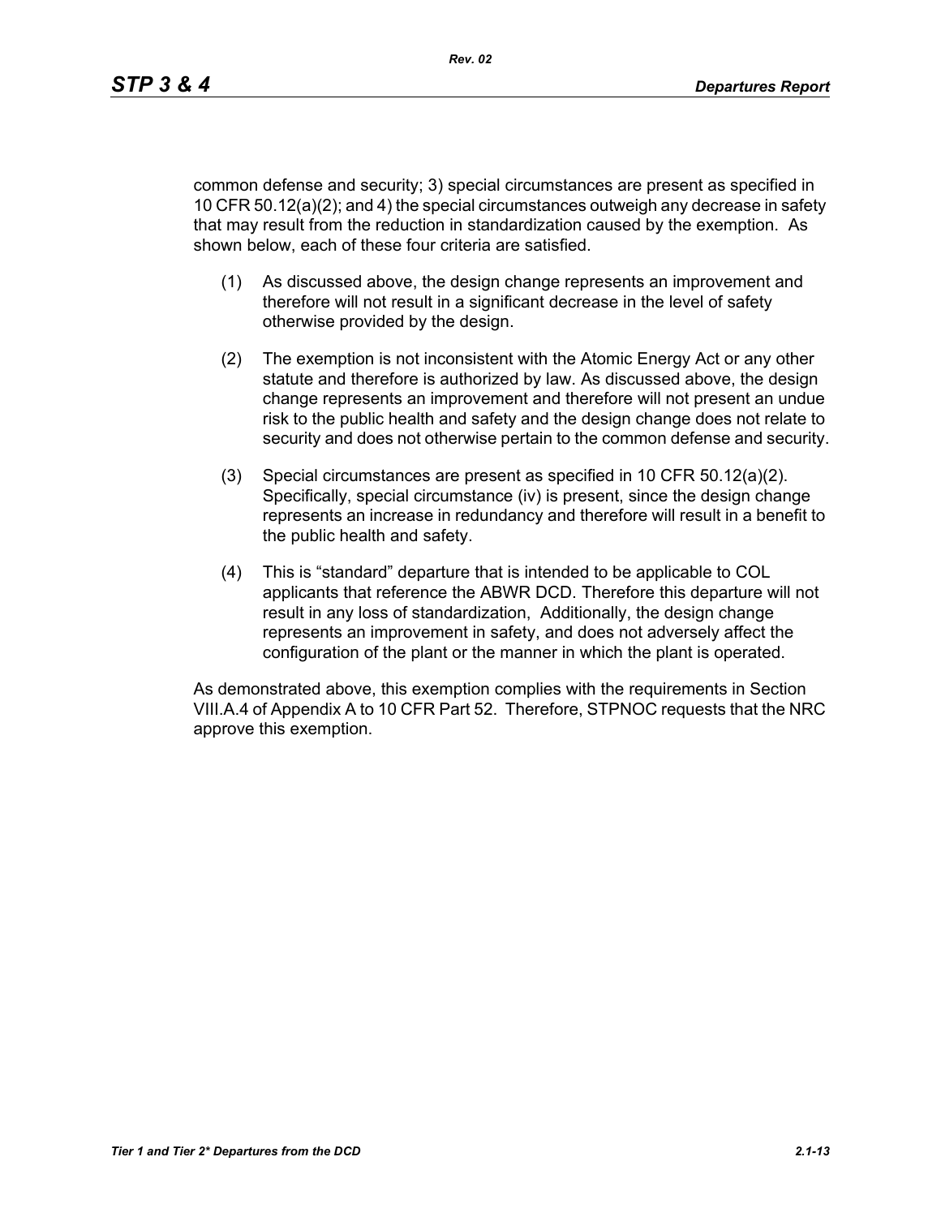common defense and security; 3) special circumstances are present as specified in 10 CFR 50.12(a)(2); and 4) the special circumstances outweigh any decrease in safety that may result from the reduction in standardization caused by the exemption. As shown below, each of these four criteria are satisfied.

(1) As discussed above, the design change represents an improvement and therefore will not result in a significant decrease in the level of safety otherwise provided by the design.

(2) The exemption is not inconsistent with the Atomic Energy Act or any other statute and therefore is authorized by law. As discussed above, the design change represents an improvement and therefore will not present an undue risk to the public health and safety and the design change does not relate to security and does not otherwise pertain to the common defense and security.

(3) Special circumstances are present as specified in 10 CFR 50.12(a)(2). Specifically, special circumstance (iv) is present, since the design change represents an increase in redundancy and therefore will result in a benefit to the public health and safety.

(4) This is "standard" departure that is intended to be applicable to COL applicants that reference the ABWR DCD. Therefore this departure will not result in any loss of standardization, Additionally, the design change represents an improvement in safety, and does not adversely affect the configuration of the plant or the manner in which the plant is operated.

As demonstrated above, this exemption complies with the requirements in Section VIII.A.4 of Appendix A to 10 CFR Part 52. Therefore, STPNOC requests that the NRC approve this exemption.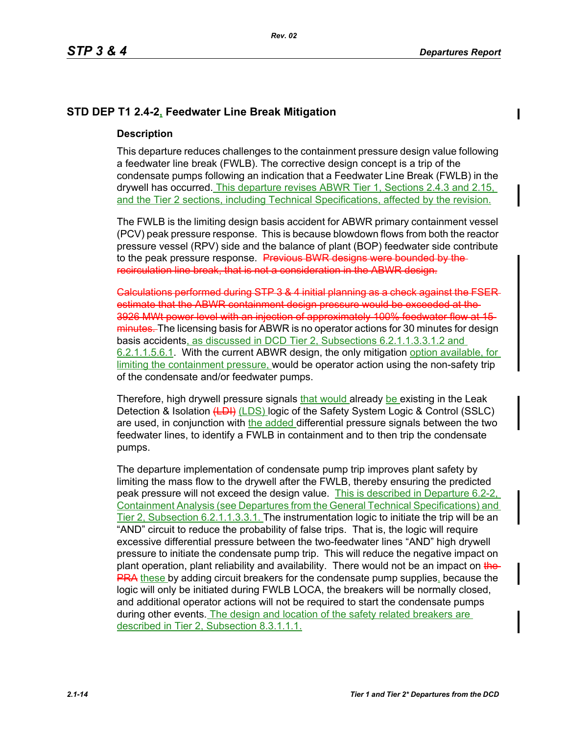## STD DEP T1 2.4-2, Feedwater Line Break Mitigation

### Description

This departure reduces challenges to the containment pressure design value following a feedwater line break (FWLB). The corrective design concept is a trip of the condensate pumps following an indication that a Feedwater Line Break (FWLB) in the drywell has occurred. This departure revises ABWR Tier 1, Sections 2.4.3 and 2.15, and the Tier 2 sections, including Technical Specifications, affected by the revision.

The FWLB is the limiting design basis accident for ABWR primary containment vessel (PCV) peak pressure response. This is because blowdown flows from both the reactor pressure vessel (RPV) side and the balance of plant (BOP) feedwater side contribute to the peak pressure response. ~~Previous BWR designs were bounded by the recirculation line break, that is not a consideration in the ABWR design.~~

~~Calculations performed during STP 3 & 4 initial planning as a check against the FSER estimate that the ABWR containment design pressure would be exceeded at the 3926 MWt power level with an injection of approximately 100% feedwater flow at 15 minutes.~~ The licensing basis for ABWR is no operator actions for 30 minutes for design basis accidents, as discussed in DCD Tier 2, Subsections 6.2.1.1.3.3.1.2 and 6.2.1.1.5.6.1. With the current ABWR design, the only mitigation option available, for limiting the containment pressure, would be operator action using the non-safety trip of the condensate and/or feedwater pumps.

Therefore, high drywell pressure signals that would already be existing in the Leak Detection & Isolation ~~(LDI)~~ (LDS) logic of the Safety System Logic & Control (SSLC) are used, in conjunction with the added differential pressure signals between the two feedwater lines, to identify a FWLB in containment and to then trip the condensate pumps.

The departure implementation of condensate pump trip improves plant safety by limiting the mass flow to the drywell after the FWLB, thereby ensuring the predicted peak pressure will not exceed the design value. This is described in Departure 6.2-2, Containment Analysis (see Departures from the General Technical Specifications) and Tier 2, Subsection 6.2.1.1.3.3.1. The instrumentation logic to initiate the trip will be an "AND" circuit to reduce the probability of false trips. That is, the logic will require excessive differential pressure between the two-feedwater lines "AND" high drywell pressure to initiate the condensate pump trip. This will reduce the negative impact on plant operation, plant reliability and availability. There would not be an impact on ~~the PRA~~ these by adding circuit breakers for the condensate pump supplies, because the logic will only be initiated during FWLB LOCA, the breakers will be normally closed, and additional operator actions will not be required to start the condensate pumps during other events. The design and location of the safety related breakers are described in Tier 2, Subsection 8.3.1.1.1.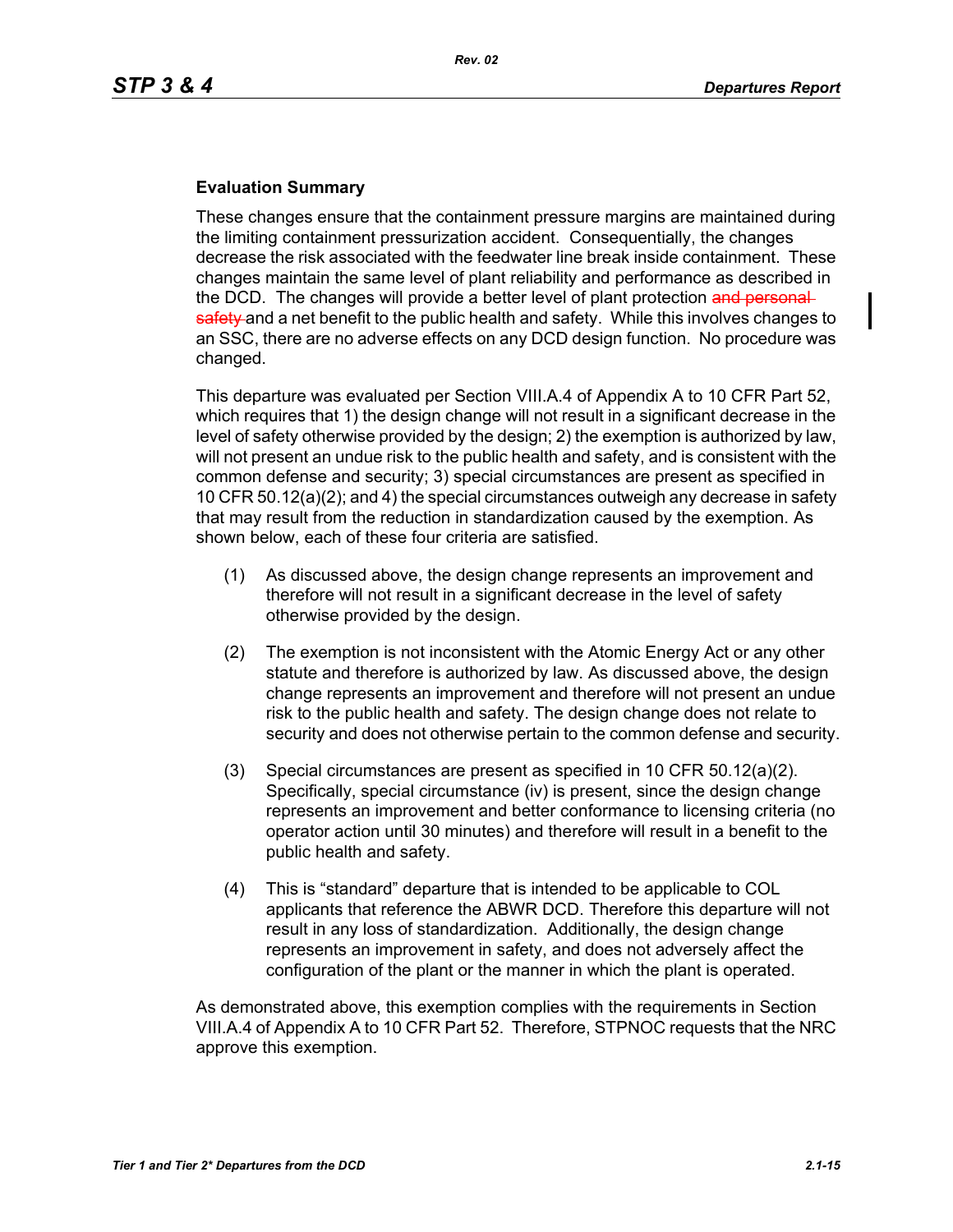**Evaluation Summary**

These changes ensure that the containment pressure margins are maintained during the limiting containment pressurization accident. Consequentially, the changes decrease the risk associated with the feedwater line break inside containment. These changes maintain the same level of plant reliability and performance as described in the DCD. The changes will provide a better level of plant protection ~~and personal safety~~ and a net benefit to the public health and safety. While this involves changes to an SSC, there are no adverse effects on any DCD design function. No procedure was changed.

This departure was evaluated per Section VIII.A.4 of Appendix A to 10 CFR Part 52, which requires that 1) the design change will not result in a significant decrease in the level of safety otherwise provided by the design; 2) the exemption is authorized by law, will not present an undue risk to the public health and safety, and is consistent with the common defense and security; 3) special circumstances are present as specified in 10 CFR 50.12(a)(2); and 4) the special circumstances outweigh any decrease in safety that may result from the reduction in standardization caused by the exemption. As shown below, each of these four criteria are satisfied.

(1) As discussed above, the design change represents an improvement and therefore will not result in a significant decrease in the level of safety otherwise provided by the design.

(2) The exemption is not inconsistent with the Atomic Energy Act or any other statute and therefore is authorized by law. As discussed above, the design change represents an improvement and therefore will not present an undue risk to the public health and safety. The design change does not relate to security and does not otherwise pertain to the common defense and security.

(3) Special circumstances are present as specified in 10 CFR 50.12(a)(2). Specifically, special circumstance (iv) is present, since the design change represents an improvement and better conformance to licensing criteria (no operator action until 30 minutes) and therefore will result in a benefit to the public health and safety.

(4) This is "standard" departure that is intended to be applicable to COL applicants that reference the ABWR DCD. Therefore this departure will not result in any loss of standardization. Additionally, the design change represents an improvement in safety, and does not adversely affect the configuration of the plant or the manner in which the plant is operated.

As demonstrated above, this exemption complies with the requirements in Section VIII.A.4 of Appendix A to 10 CFR Part 52. Therefore, STPNOC requests that the NRC approve this exemption.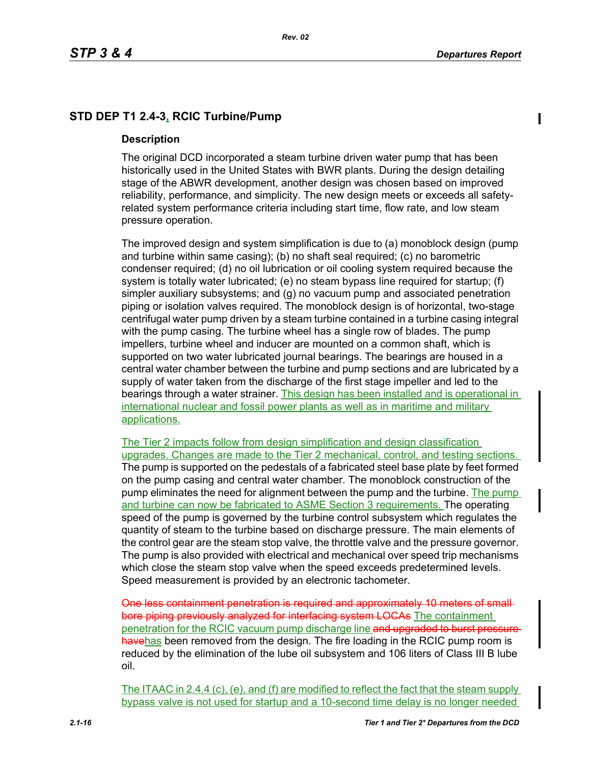## STD DEP T1 2.4-3, RCIC Turbine/Pump

### Description

The original DCD incorporated a steam turbine driven water pump that has been historically used in the United States with BWR plants. During the design detailing stage of the ABWR development, another design was chosen based on improved reliability, performance, and simplicity. The new design meets or exceeds all safety-related system performance criteria including start time, flow rate, and low steam pressure operation.

The improved design and system simplification is due to (a) monoblock design (pump and turbine within same casing); (b) no shaft seal required; (c) no barometric condenser required; (d) no oil lubrication or oil cooling system required because the system is totally water lubricated; (e) no steam bypass line required for startup; (f) simpler auxiliary subsystems; and (g) no vacuum pump and associated penetration piping or isolation valves required. The monoblock design is of horizontal, two-stage centrifugal water pump driven by a steam turbine contained in a turbine casing integral with the pump casing. The turbine wheel has a single row of blades. The pump impellers, turbine wheel and inducer are mounted on a common shaft, which is supported on two water lubricated journal bearings. The bearings are housed in a central water chamber between the turbine and pump sections and are lubricated by a supply of water taken from the discharge of the first stage impeller and led to the bearings through a water strainer. This design has been installed and is operational in international nuclear and fossil power plants as well as in maritime and military applications.

The Tier 2 impacts follow from design simplification and design classification upgrades. Changes are made to the Tier 2 mechanical, control, and testing sections. The pump is supported on the pedestals of a fabricated steel base plate by feet formed on the pump casing and central water chamber. The monoblock construction of the pump eliminates the need for alignment between the pump and the turbine. The pump and turbine can now be fabricated to ASME Section 3 requirements. The operating speed of the pump is governed by the turbine control subsystem which regulates the quantity of steam to the turbine based on discharge pressure. The main elements of the control gear are the steam stop valve, the throttle valve and the pressure governor. The pump is also provided with electrical and mechanical over speed trip mechanisms which close the steam stop valve when the speed exceeds predetermined levels. Speed measurement is provided by an electronic tachometer.

~~One less containment penetration is required and approximately 10 meters of small bore piping previously analyzed for interfacing system LOCAs~~ The containment penetration for the RCIC vacuum pump discharge line ~~and upgraded to burst pressure have~~has been removed from the design. The fire loading in the RCIC pump room is reduced by the elimination of the lube oil subsystem and 106 liters of Class III B lube oil.

The ITAAC in 2.4.4 (c), (e), and (f) are modified to reflect the fact that the steam supply bypass valve is not used for startup and a 10-second time delay is no longer needed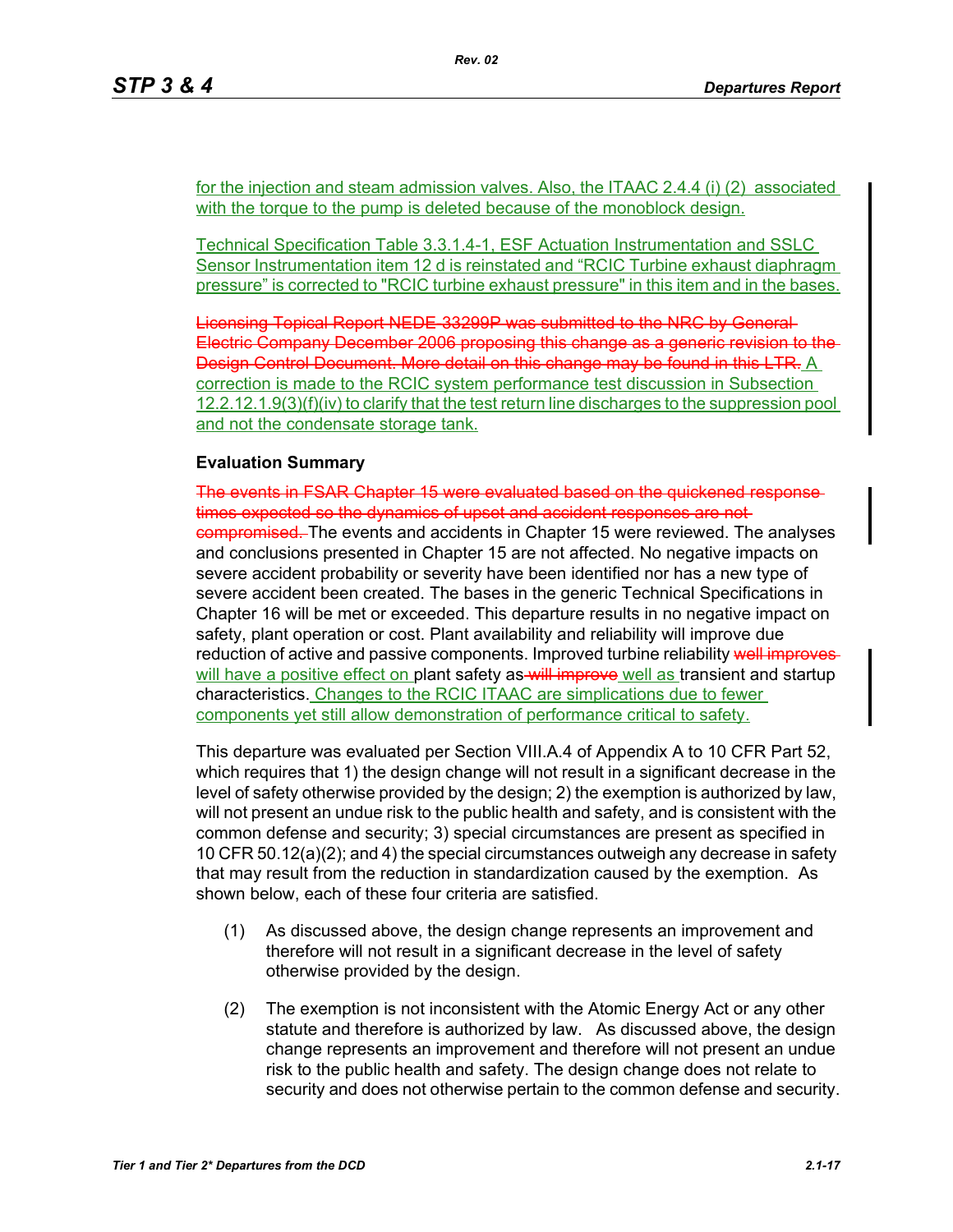for the injection and steam admission valves. Also, the ITAAC 2.4.4 (i) (2) associated with the torque to the pump is deleted because of the monoblock design.

Technical Specification Table 3.3.1.4-1, ESF Actuation Instrumentation and SSLC Sensor Instrumentation item 12 d is reinstated and "RCIC Turbine exhaust diaphragm pressure" is corrected to "RCIC turbine exhaust pressure" in this item and in the bases.

~~Licensing Topical Report NEDE-33299P was submitted to the NRC by General Electric Company December 2006 proposing this change as a generic revision to the Design Control Document. More detail on this change may be found in this LTR.~~ A correction is made to the RCIC system performance test discussion in Subsection 12.2.12.1.9(3)(f)(iv) to clarify that the test return line discharges to the suppression pool and not the condensate storage tank.

**Evaluation Summary**

~~The events in FSAR Chapter 15 were evaluated based on the quickened response times expected so the dynamics of upset and accident responses are not compromised.~~ The events and accidents in Chapter 15 were reviewed. The analyses and conclusions presented in Chapter 15 are not affected. No negative impacts on severe accident probability or severity have been identified nor has a new type of severe accident been created. The bases in the generic Technical Specifications in Chapter 16 will be met or exceeded. This departure results in no negative impact on safety, plant operation or cost. Plant availability and reliability will improve due reduction of active and passive components. Improved turbine reliability ~~well improves~~ will have a positive effect on plant safety as ~~will improve~~ well as transient and startup characteristics. Changes to the RCIC ITAAC are simplications due to fewer components yet still allow demonstration of performance critical to safety.

This departure was evaluated per Section VIII.A.4 of Appendix A to 10 CFR Part 52, which requires that 1) the design change will not result in a significant decrease in the level of safety otherwise provided by the design; 2) the exemption is authorized by law, will not present an undue risk to the public health and safety, and is consistent with the common defense and security; 3) special circumstances are present as specified in 10 CFR 50.12(a)(2); and 4) the special circumstances outweigh any decrease in safety that may result from the reduction in standardization caused by the exemption. As shown below, each of these four criteria are satisfied.

(1) As discussed above, the design change represents an improvement and therefore will not result in a significant decrease in the level of safety otherwise provided by the design.

(2) The exemption is not inconsistent with the Atomic Energy Act or any other statute and therefore is authorized by law. As discussed above, the design change represents an improvement and therefore will not present an undue risk to the public health and safety. The design change does not relate to security and does not otherwise pertain to the common defense and security.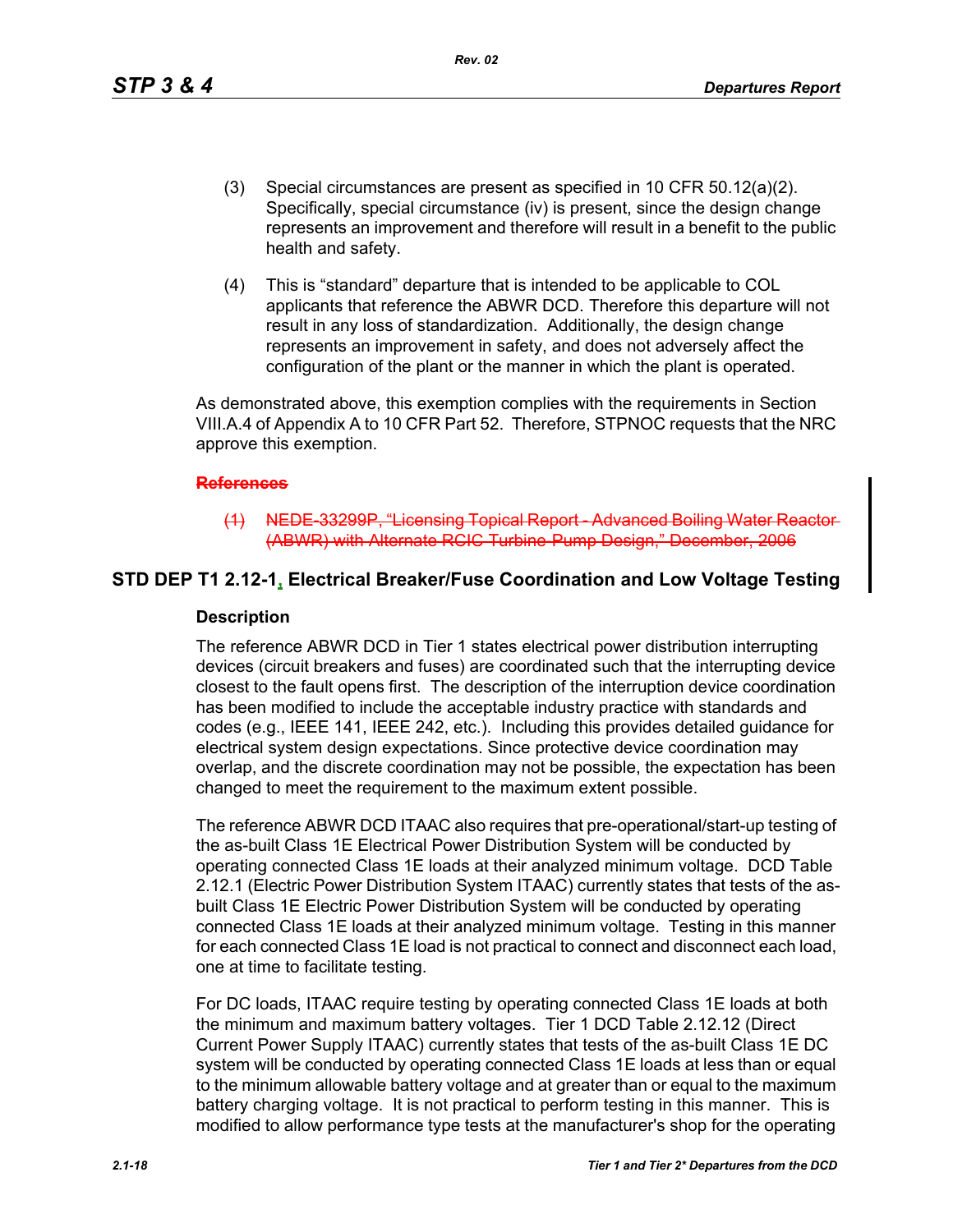(3) Special circumstances are present as specified in 10 CFR 50.12(a)(2). Specifically, special circumstance (iv) is present, since the design change represents an improvement and therefore will result in a benefit to the public health and safety.

(4) This is "standard" departure that is intended to be applicable to COL applicants that reference the ABWR DCD. Therefore this departure will not result in any loss of standardization. Additionally, the design change represents an improvement in safety, and does not adversely affect the configuration of the plant or the manner in which the plant is operated.

As demonstrated above, this exemption complies with the requirements in Section VIII.A.4 of Appendix A to 10 CFR Part 52. Therefore, STPNOC requests that the NRC approve this exemption.

~~**References**~~

~~(1) NEDE-33299P, "Licensing Topical Report - Advanced Boiling Water Reactor (ABWR) with Alternate RCIC Turbine-Pump Design," December, 2006~~

## STD DEP T1 2.12-1, Electrical Breaker/Fuse Coordination and Low Voltage Testing

### Description

The reference ABWR DCD in Tier 1 states electrical power distribution interrupting devices (circuit breakers and fuses) are coordinated such that the interrupting device closest to the fault opens first. The description of the interruption device coordination has been modified to include the acceptable industry practice with standards and codes (e.g., IEEE 141, IEEE 242, etc.). Including this provides detailed guidance for electrical system design expectations. Since protective device coordination may overlap, and the discrete coordination may not be possible, the expectation has been changed to meet the requirement to the maximum extent possible.

The reference ABWR DCD ITAAC also requires that pre-operational/start-up testing of the as-built Class 1E Electrical Power Distribution System will be conducted by operating connected Class 1E loads at their analyzed minimum voltage. DCD Table 2.12.1 (Electric Power Distribution System ITAAC) currently states that tests of the as-built Class 1E Electric Power Distribution System will be conducted by operating connected Class 1E loads at their analyzed minimum voltage. Testing in this manner for each connected Class 1E load is not practical to connect and disconnect each load, one at time to facilitate testing.

For DC loads, ITAAC require testing by operating connected Class 1E loads at both the minimum and maximum battery voltages. Tier 1 DCD Table 2.12.12 (Direct Current Power Supply ITAAC) currently states that tests of the as-built Class 1E DC system will be conducted by operating connected Class 1E loads at less than or equal to the minimum allowable battery voltage and at greater than or equal to the maximum battery charging voltage. It is not practical to perform testing in this manner. This is modified to allow performance type tests at the manufacturer's shop for the operating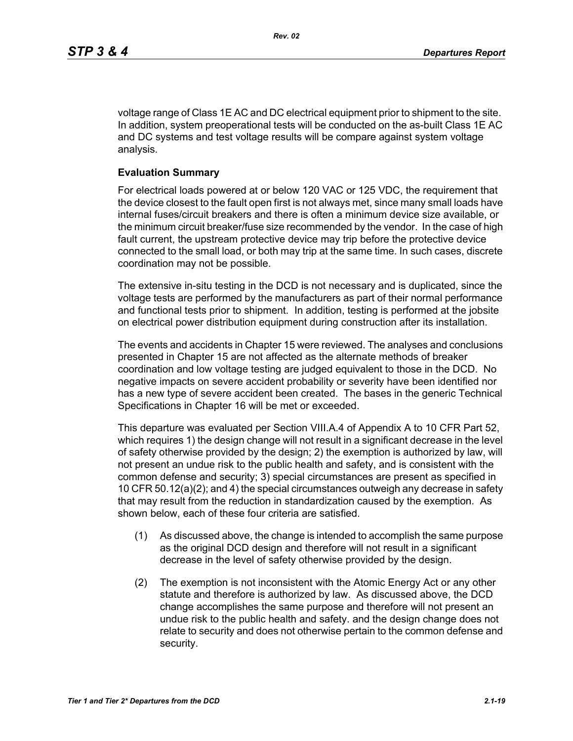voltage range of Class 1E AC and DC electrical equipment prior to shipment to the site. In addition, system preoperational tests will be conducted on the as-built Class 1E AC and DC systems and test voltage results will be compare against system voltage analysis.

### Evaluation Summary

For electrical loads powered at or below 120 VAC or 125 VDC, the requirement that the device closest to the fault open first is not always met, since many small loads have internal fuses/circuit breakers and there is often a minimum device size available, or the minimum circuit breaker/fuse size recommended by the vendor. In the case of high fault current, the upstream protective device may trip before the protective device connected to the small load, or both may trip at the same time. In such cases, discrete coordination may not be possible.

The extensive in-situ testing in the DCD is not necessary and is duplicated, since the voltage tests are performed by the manufacturers as part of their normal performance and functional tests prior to shipment. In addition, testing is performed at the jobsite on electrical power distribution equipment during construction after its installation.

The events and accidents in Chapter 15 were reviewed. The analyses and conclusions presented in Chapter 15 are not affected as the alternate methods of breaker coordination and low voltage testing are judged equivalent to those in the DCD. No negative impacts on severe accident probability or severity have been identified nor has a new type of severe accident been created. The bases in the generic Technical Specifications in Chapter 16 will be met or exceeded.

This departure was evaluated per Section VIII.A.4 of Appendix A to 10 CFR Part 52, which requires 1) the design change will not result in a significant decrease in the level of safety otherwise provided by the design; 2) the exemption is authorized by law, will not present an undue risk to the public health and safety, and is consistent with the common defense and security; 3) special circumstances are present as specified in 10 CFR 50.12(a)(2); and 4) the special circumstances outweigh any decrease in safety that may result from the reduction in standardization caused by the exemption. As shown below, each of these four criteria are satisfied.

(1) As discussed above, the change is intended to accomplish the same purpose as the original DCD design and therefore will not result in a significant decrease in the level of safety otherwise provided by the design.

(2) The exemption is not inconsistent with the Atomic Energy Act or any other statute and therefore is authorized by law. As discussed above, the DCD change accomplishes the same purpose and therefore will not present an undue risk to the public health and safety. and the design change does not relate to security and does not otherwise pertain to the common defense and security.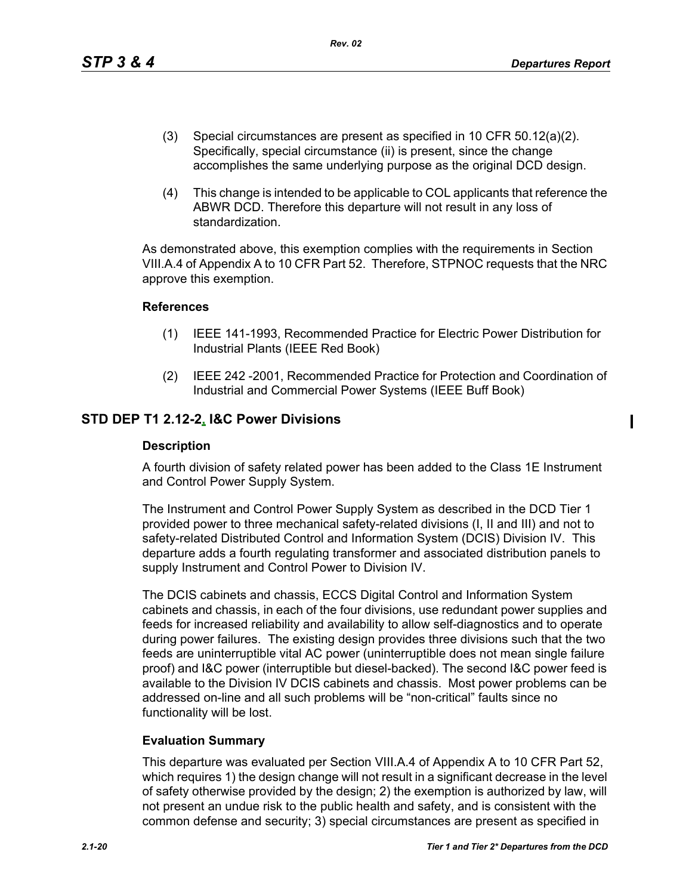(3) Special circumstances are present as specified in 10 CFR 50.12(a)(2). Specifically, special circumstance (ii) is present, since the change accomplishes the same underlying purpose as the original DCD design.

(4) This change is intended to be applicable to COL applicants that reference the ABWR DCD. Therefore this departure will not result in any loss of standardization.

As demonstrated above, this exemption complies with the requirements in Section VIII.A.4 of Appendix A to 10 CFR Part 52. Therefore, STPNOC requests that the NRC approve this exemption.

### References

(1) IEEE 141-1993, Recommended Practice for Electric Power Distribution for Industrial Plants (IEEE Red Book)

(2) IEEE 242 -2001, Recommended Practice for Protection and Coordination of Industrial and Commercial Power Systems (IEEE Buff Book)

## STD DEP T1 2.12-2, I&C Power Divisions

### Description

A fourth division of safety related power has been added to the Class 1E Instrument and Control Power Supply System.

The Instrument and Control Power Supply System as described in the DCD Tier 1 provided power to three mechanical safety-related divisions (I, II and III) and not to safety-related Distributed Control and Information System (DCIS) Division IV. This departure adds a fourth regulating transformer and associated distribution panels to supply Instrument and Control Power to Division IV.

The DCIS cabinets and chassis, ECCS Digital Control and Information System cabinets and chassis, in each of the four divisions, use redundant power supplies and feeds for increased reliability and availability to allow self-diagnostics and to operate during power failures. The existing design provides three divisions such that the two feeds are uninterruptible vital AC power (uninterruptible does not mean single failure proof) and I&C power (interruptible but diesel-backed). The second I&C power feed is available to the Division IV DCIS cabinets and chassis. Most power problems can be addressed on-line and all such problems will be "non-critical" faults since no functionality will be lost.

### Evaluation Summary

This departure was evaluated per Section VIII.A.4 of Appendix A to 10 CFR Part 52, which requires 1) the design change will not result in a significant decrease in the level of safety otherwise provided by the design; 2) the exemption is authorized by law, will not present an undue risk to the public health and safety, and is consistent with the common defense and security; 3) special circumstances are present as specified in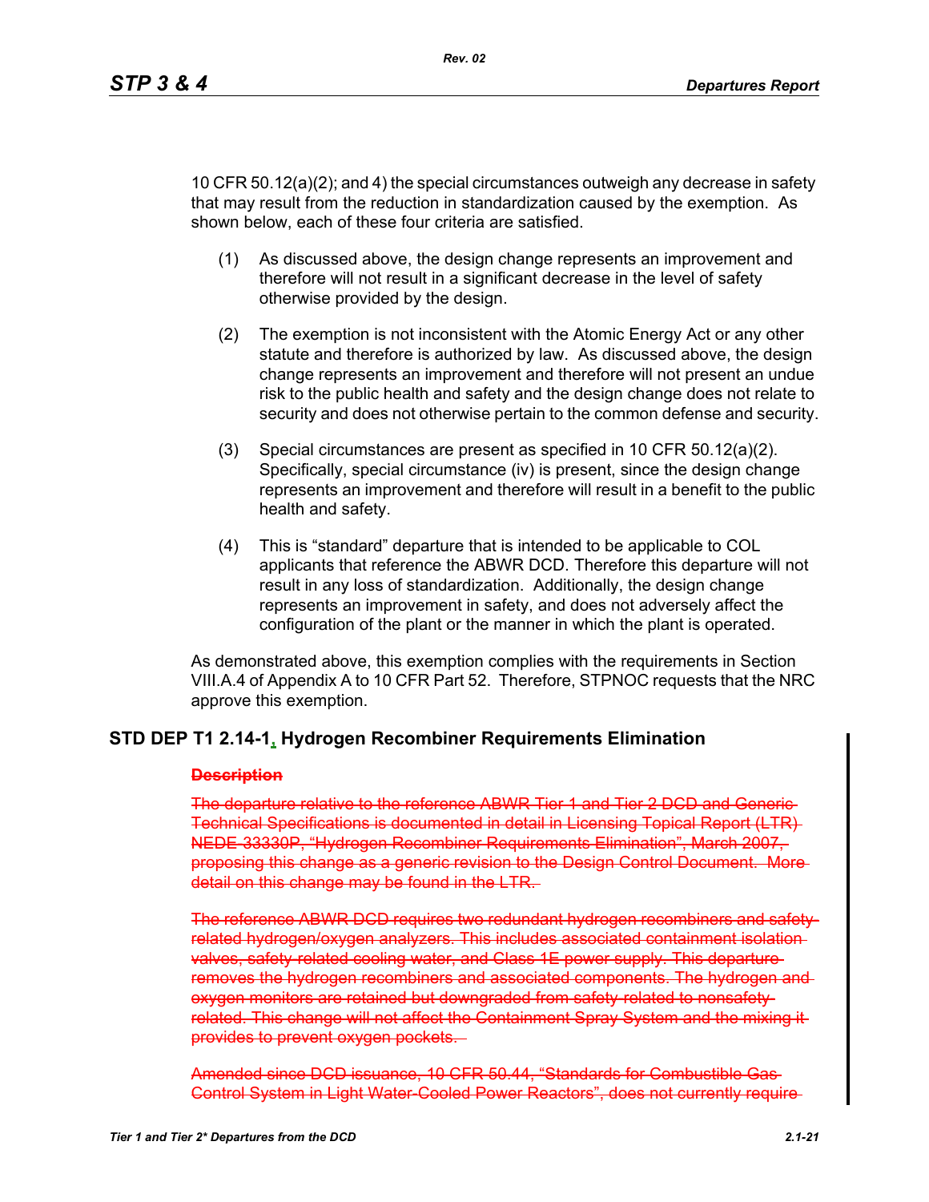10 CFR 50.12(a)(2); and 4) the special circumstances outweigh any decrease in safety that may result from the reduction in standardization caused by the exemption. As shown below, each of these four criteria are satisfied.

(1) As discussed above, the design change represents an improvement and therefore will not result in a significant decrease in the level of safety otherwise provided by the design.

(2) The exemption is not inconsistent with the Atomic Energy Act or any other statute and therefore is authorized by law. As discussed above, the design change represents an improvement and therefore will not present an undue risk to the public health and safety and the design change does not relate to security and does not otherwise pertain to the common defense and security.

(3) Special circumstances are present as specified in 10 CFR 50.12(a)(2). Specifically, special circumstance (iv) is present, since the design change represents an improvement and therefore will result in a benefit to the public health and safety.

(4) This is "standard" departure that is intended to be applicable to COL applicants that reference the ABWR DCD. Therefore this departure will not result in any loss of standardization. Additionally, the design change represents an improvement in safety, and does not adversely affect the configuration of the plant or the manner in which the plant is operated.

As demonstrated above, this exemption complies with the requirements in Section VIII.A.4 of Appendix A to 10 CFR Part 52. Therefore, STPNOC requests that the NRC approve this exemption.

## STD DEP T1 2.14-1, Hydrogen Recombiner Requirements Elimination

~~**Description**~~

~~The departure relative to the reference ABWR Tier 1 and Tier 2 DCD and Generic Technical Specifications is documented in detail in Licensing Topical Report (LTR) NEDE-33330P, "Hydrogen Recombiner Requirements Elimination", March 2007, proposing this change as a generic revision to the Design Control Document. More detail on this change may be found in the LTR.~~

~~The reference ABWR DCD requires two redundant hydrogen recombiners and safety-related hydrogen/oxygen analyzers. This includes associated containment isolation valves, safety-related cooling water, and Class 1E power supply. This departure removes the hydrogen recombiners and associated components. The hydrogen and oxygen monitors are retained but downgraded from safety-related to nonsafety-related. This change will not affect the Containment Spray System and the mixing it provides to prevent oxygen pockets.~~

~~Amended since DCD issuance, 10 CFR 50.44, "Standards for Combustible Gas Control System in Light Water-Cooled Power Reactors", does not currently require~~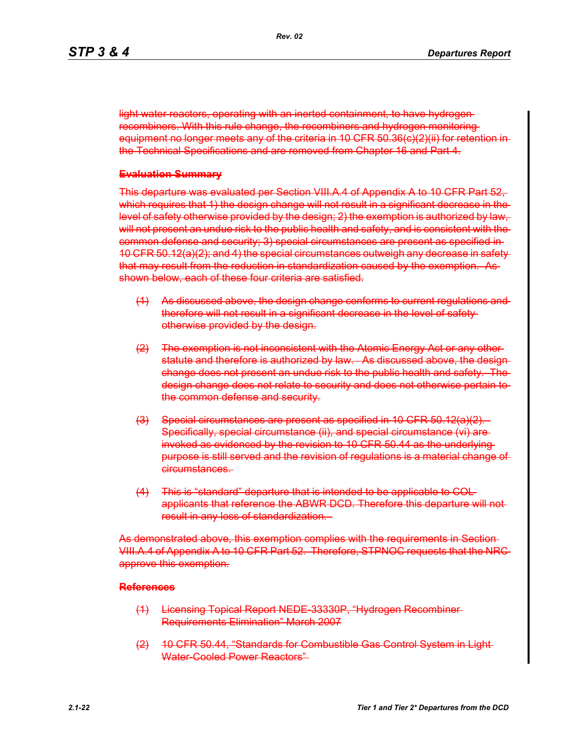light water reactors, operating with an inerted containment, to have hydrogen recombiners. With this rule change, the recombiners and hydrogen monitoring equipment no longer meets any of the criteria in 10 CFR 50.36(c)(2)(ii) for retention in the Technical Specifications and are removed from Chapter 16 and Part 4.

**Evaluation Summary**

This departure was evaluated per Section VIII.A.4 of Appendix A to 10 CFR Part 52, which requires that 1) the design change will not result in a significant decrease in the level of safety otherwise provided by the design; 2) the exemption is authorized by law, will not present an undue risk to the public health and safety, and is consistent with the common defense and security; 3) special circumstances are present as specified in 10 CFR 50.12(a)(2); and 4) the special circumstances outweigh any decrease in safety that may result from the reduction in standardization caused by the exemption. As shown below, each of these four criteria are satisfied.

(1) As discussed above, the design change conforms to current regulations and therefore will not result in a significant decrease in the level of safety otherwise provided by the design.

(2) The exemption is not inconsistent with the Atomic Energy Act or any other statute and therefore is authorized by law. As discussed above, the design change does not present an undue risk to the public health and safety. The design change does not relate to security and does not otherwise pertain to the common defense and security.

(3) Special circumstances are present as specified in 10 CFR 50.12(a)(2). Specifically, special circumstance (ii), and special circumstance (vi) are invoked as evidenced by the revision to 10 CFR 50.44 as the underlying purpose is still served and the revision of regulations is a material change of circumstances.

(4) This is "standard" departure that is intended to be applicable to COL applicants that reference the ABWR DCD. Therefore this departure will not result in any loss of standardization.

As demonstrated above, this exemption complies with the requirements in Section VIII.A.4 of Appendix A to 10 CFR Part 52. Therefore, STPNOC requests that the NRC approve this exemption.

**References**

(1) Licensing Topical Report NEDE-33330P, "Hydrogen Recombiner Requirements Elimination" March 2007

(2) 10 CFR 50.44, "Standards for Combustible Gas Control System in Light Water-Cooled Power Reactors"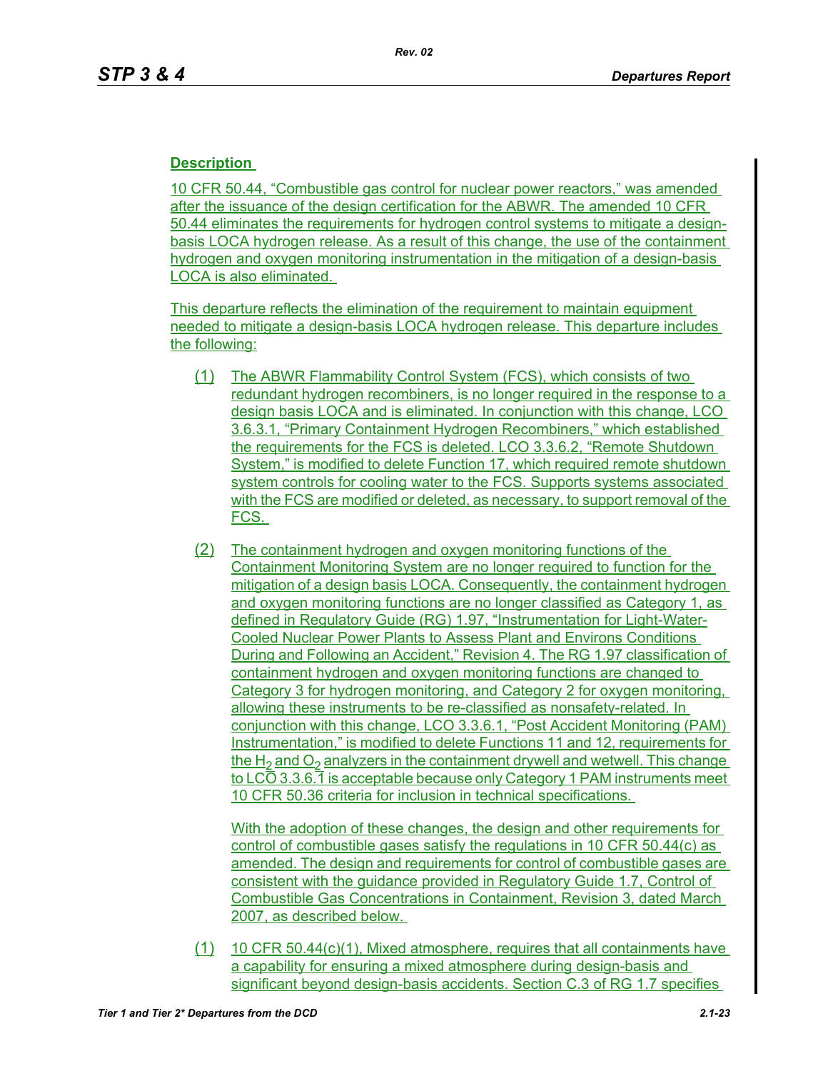**Description**

10 CFR 50.44, "Combustible gas control for nuclear power reactors," was amended after the issuance of the design certification for the ABWR. The amended 10 CFR 50.44 eliminates the requirements for hydrogen control systems to mitigate a design-basis LOCA hydrogen release. As a result of this change, the use of the containment hydrogen and oxygen monitoring instrumentation in the mitigation of a design-basis LOCA is also eliminated.

This departure reflects the elimination of the requirement to maintain equipment needed to mitigate a design-basis LOCA hydrogen release. This departure includes the following:

(1) The ABWR Flammability Control System (FCS), which consists of two redundant hydrogen recombiners, is no longer required in the response to a design basis LOCA and is eliminated. In conjunction with this change, LCO 3.6.3.1, "Primary Containment Hydrogen Recombiners," which established the requirements for the FCS is deleted. LCO 3.3.6.2, "Remote Shutdown System," is modified to delete Function 17, which required remote shutdown system controls for cooling water to the FCS. Supports systems associated with the FCS are modified or deleted, as necessary, to support removal of the FCS.

(2) The containment hydrogen and oxygen monitoring functions of the Containment Monitoring System are no longer required to function for the mitigation of a design basis LOCA. Consequently, the containment hydrogen and oxygen monitoring functions are no longer classified as Category 1, as defined in Regulatory Guide (RG) 1.97, "Instrumentation for Light-Water-Cooled Nuclear Power Plants to Assess Plant and Environs Conditions During and Following an Accident," Revision 4. The RG 1.97 classification of containment hydrogen and oxygen monitoring functions are changed to Category 3 for hydrogen monitoring, and Category 2 for oxygen monitoring, allowing these instruments to be re-classified as nonsafety-related. In conjunction with this change, LCO 3.3.6.1, "Post Accident Monitoring (PAM) Instrumentation," is modified to delete Functions 11 and 12, requirements for the $H_2$ and $O_2$ analyzers in the containment drywell and wetwell. This change to LCO 3.3.6.1 is acceptable because only Category 1 PAM instruments meet 10 CFR 50.36 criteria for inclusion in technical specifications.

    With the adoption of these changes, the design and other requirements for control of combustible gases satisfy the regulations in 10 CFR 50.44(c) as amended. The design and requirements for control of combustible gases are consistent with the guidance provided in Regulatory Guide 1.7, Control of Combustible Gas Concentrations in Containment, Revision 3, dated March 2007, as described below.

(1) 10 CFR 50.44(c)(1), Mixed atmosphere, requires that all containments have a capability for ensuring a mixed atmosphere during design-basis and significant beyond design-basis accidents. Section C.3 of RG 1.7 specifies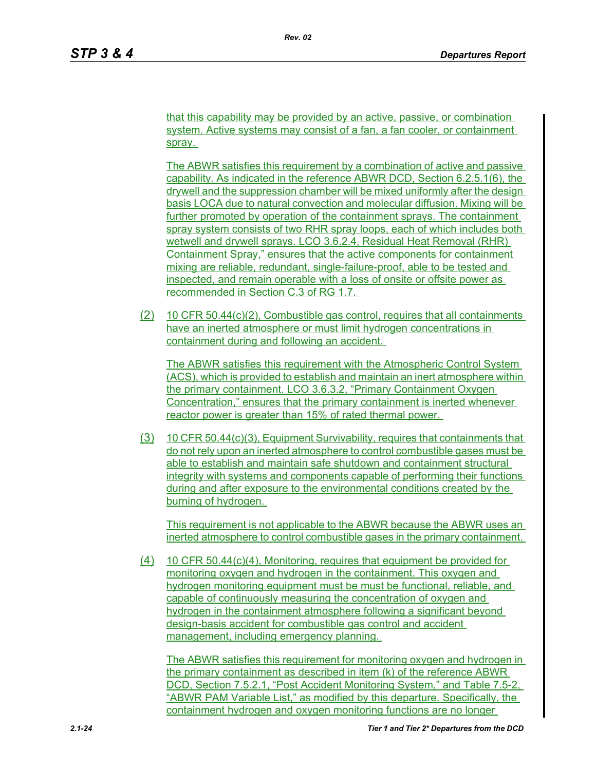that this capability may be provided by an active, passive, or combination system. Active systems may consist of a fan, a fan cooler, or containment spray.

The ABWR satisfies this requirement by a combination of active and passive capability. As indicated in the reference ABWR DCD, Section 6.2.5.1(6), the drywell and the suppression chamber will be mixed uniformly after the design basis LOCA due to natural convection and molecular diffusion. Mixing will be further promoted by operation of the containment sprays. The containment spray system consists of two RHR spray loops, each of which includes both wetwell and drywell sprays. LCO 3.6.2.4, Residual Heat Removal (RHR) Containment Spray," ensures that the active components for containment mixing are reliable, redundant, single-failure-proof, able to be tested and inspected, and remain operable with a loss of onsite or offsite power as recommended in Section C.3 of RG 1.7.

(2) 10 CFR 50.44(c)(2), Combustible gas control, requires that all containments have an inerted atmosphere or must limit hydrogen concentrations in containment during and following an accident.

The ABWR satisfies this requirement with the Atmospheric Control System (ACS), which is provided to establish and maintain an inert atmosphere within the primary containment. LCO 3.6.3.2, "Primary Containment Oxygen Concentration," ensures that the primary containment is inerted whenever reactor power is greater than 15% of rated thermal power.

(3) 10 CFR 50.44(c)(3), Equipment Survivability, requires that containments that do not rely upon an inerted atmosphere to control combustible gases must be able to establish and maintain safe shutdown and containment structural integrity with systems and components capable of performing their functions during and after exposure to the environmental conditions created by the burning of hydrogen.

This requirement is not applicable to the ABWR because the ABWR uses an inerted atmosphere to control combustible gases in the primary containment.

(4) 10 CFR 50.44(c)(4), Monitoring, requires that equipment be provided for monitoring oxygen and hydrogen in the containment. This oxygen and hydrogen monitoring equipment must be must be functional, reliable, and capable of continuously measuring the concentration of oxygen and hydrogen in the containment atmosphere following a significant beyond design-basis accident for combustible gas control and accident management, including emergency planning.

The ABWR satisfies this requirement for monitoring oxygen and hydrogen in the primary containment as described in item (k) of the reference ABWR DCD, Section 7.5.2.1, "Post Accident Monitoring System," and Table 7.5-2, "ABWR PAM Variable List," as modified by this departure. Specifically, the containment hydrogen and oxygen monitoring functions are no longer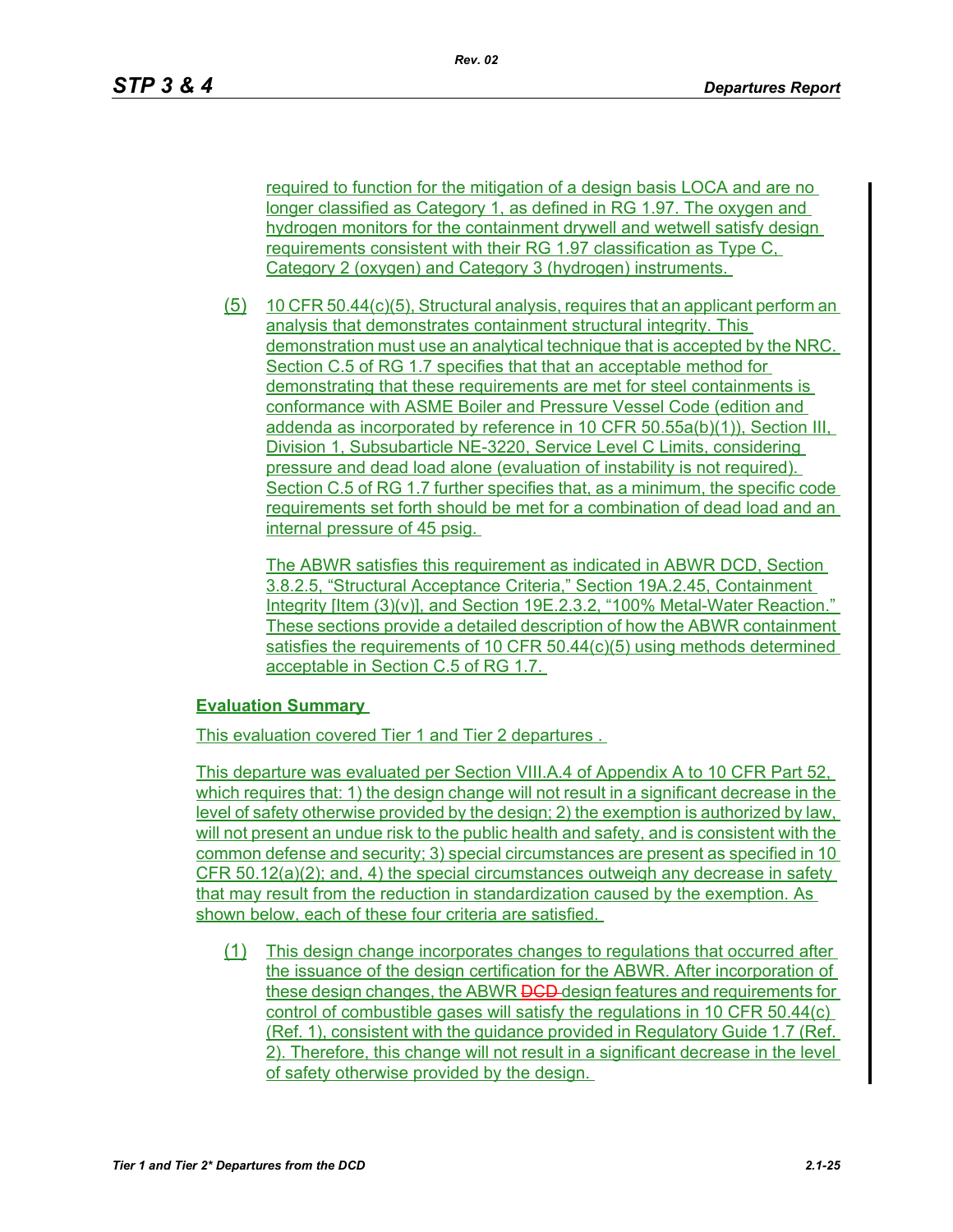required to function for the mitigation of a design basis LOCA and are no longer classified as Category 1, as defined in RG 1.97. The oxygen and hydrogen monitors for the containment drywell and wetwell satisfy design requirements consistent with their RG 1.97 classification as Type C, Category 2 (oxygen) and Category 3 (hydrogen) instruments.

(5) 10 CFR 50.44(c)(5), Structural analysis, requires that an applicant perform an analysis that demonstrates containment structural integrity. This demonstration must use an analytical technique that is accepted by the NRC. Section C.5 of RG 1.7 specifies that that an acceptable method for demonstrating that these requirements are met for steel containments is conformance with ASME Boiler and Pressure Vessel Code (edition and addenda as incorporated by reference in 10 CFR 50.55a(b)(1)), Section III, Division 1, Subsubarticle NE-3220, Service Level C Limits, considering pressure and dead load alone (evaluation of instability is not required). Section C.5 of RG 1.7 further specifies that, as a minimum, the specific code requirements set forth should be met for a combination of dead load and an internal pressure of 45 psig.

The ABWR satisfies this requirement as indicated in ABWR DCD, Section 3.8.2.5, "Structural Acceptance Criteria," Section 19A.2.45, Containment Integrity [Item (3)(v)], and Section 19E.2.3.2, "100% Metal-Water Reaction." These sections provide a detailed description of how the ABWR containment satisfies the requirements of 10 CFR 50.44(c)(5) using methods determined acceptable in Section C.5 of RG 1.7.

**Evaluation Summary**

This evaluation covered Tier 1 and Tier 2 departures .

This departure was evaluated per Section VIII.A.4 of Appendix A to 10 CFR Part 52, which requires that: 1) the design change will not result in a significant decrease in the level of safety otherwise provided by the design; 2) the exemption is authorized by law, will not present an undue risk to the public health and safety, and is consistent with the common defense and security; 3) special circumstances are present as specified in 10 CFR 50.12(a)(2); and, 4) the special circumstances outweigh any decrease in safety that may result from the reduction in standardization caused by the exemption. As shown below, each of these four criteria are satisfied.

(1) This design change incorporates changes to regulations that occurred after the issuance of the design certification for the ABWR. After incorporation of these design changes, the ABWR ~~DCD~~ design features and requirements for control of combustible gases will satisfy the regulations in 10 CFR 50.44(c) (Ref. 1), consistent with the guidance provided in Regulatory Guide 1.7 (Ref. 2). Therefore, this change will not result in a significant decrease in the level of safety otherwise provided by the design.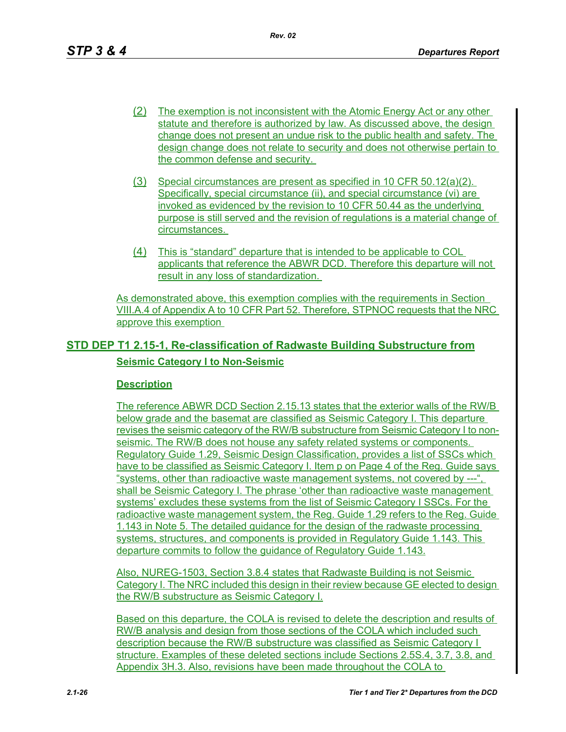(2) The exemption is not inconsistent with the Atomic Energy Act or any other statute and therefore is authorized by law. As discussed above, the design change does not present an undue risk to the public health and safety. The design change does not relate to security and does not otherwise pertain to the common defense and security.

(3) Special circumstances are present as specified in 10 CFR 50.12(a)(2). Specifically, special circumstance (ii), and special circumstance (vi) are invoked as evidenced by the revision to 10 CFR 50.44 as the underlying purpose is still served and the revision of regulations is a material change of circumstances.

(4) This is “standard” departure that is intended to be applicable to COL applicants that reference the ABWR DCD. Therefore this departure will not result in any loss of standardization.

As demonstrated above, this exemption complies with the requirements in Section VIII.A.4 of Appendix A to 10 CFR Part 52. Therefore, STPNOC requests that the NRC approve this exemption

## STD DEP T1 2.15-1, Re-classification of Radwaste Building Substructure from Seismic Category I to Non-Seismic

### Description

The reference ABWR DCD Section 2.15.13 states that the exterior walls of the RW/B below grade and the basemat are classified as Seismic Category I. This departure revises the seismic category of the RW/B substructure from Seismic Category I to non-seismic. The RW/B does not house any safety related systems or components. Regulatory Guide 1.29, Seismic Design Classification, provides a list of SSCs which have to be classified as Seismic Category I. Item p on Page 4 of the Reg. Guide says “systems, other than radioactive waste management systems, not covered by ---“, shall be Seismic Category I. The phrase ‘other than radioactive waste management systems’ excludes these systems from the list of Seismic Category I SSCs. For the radioactive waste management system, the Reg. Guide 1.29 refers to the Reg. Guide 1.143 in Note 5. The detailed guidance for the design of the radwaste processing systems, structures, and components is provided in Regulatory Guide 1.143. This departure commits to follow the guidance of Regulatory Guide 1.143.

Also, NUREG-1503, Section 3.8.4 states that Radwaste Building is not Seismic Category I. The NRC included this design in their review because GE elected to design the RW/B substructure as Seismic Category I.

Based on this departure, the COLA is revised to delete the description and results of RW/B analysis and design from those sections of the COLA which included such description because the RW/B substructure was classified as Seismic Category I structure. Examples of these deleted sections include Sections 2.5S.4, 3.7, 3.8, and Appendix 3H.3. Also, revisions have been made throughout the COLA to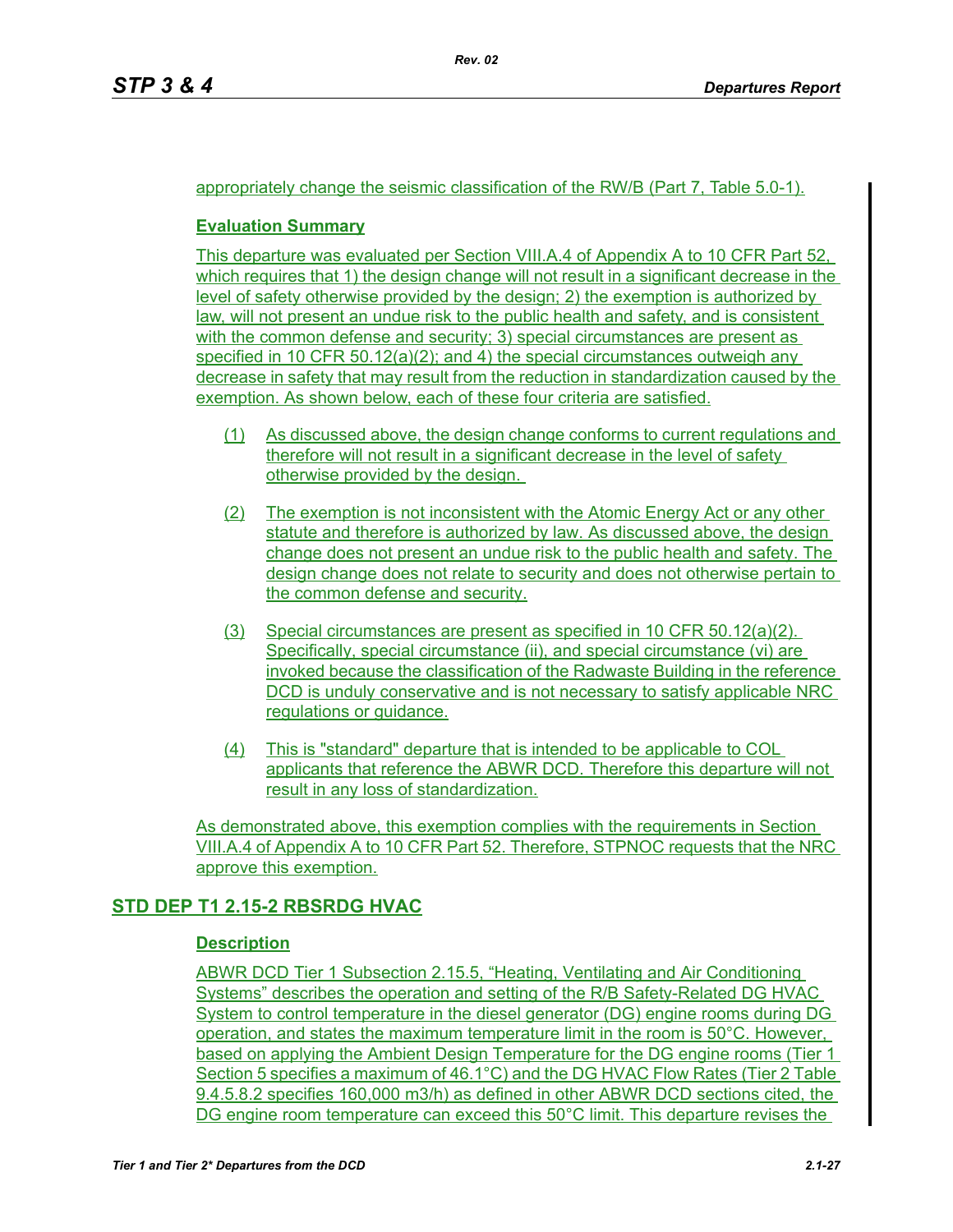appropriately change the seismic classification of the RW/B (Part 7, Table 5.0-1).

### Evaluation Summary

This departure was evaluated per Section VIII.A.4 of Appendix A to 10 CFR Part 52, which requires that 1) the design change will not result in a significant decrease in the level of safety otherwise provided by the design; 2) the exemption is authorized by law, will not present an undue risk to the public health and safety, and is consistent with the common defense and security; 3) special circumstances are present as specified in 10 CFR 50.12(a)(2); and 4) the special circumstances outweigh any decrease in safety that may result from the reduction in standardization caused by the exemption. As shown below, each of these four criteria are satisfied.

(1) As discussed above, the design change conforms to current regulations and therefore will not result in a significant decrease in the level of safety otherwise provided by the design.

(2) The exemption is not inconsistent with the Atomic Energy Act or any other statute and therefore is authorized by law. As discussed above, the design change does not present an undue risk to the public health and safety. The design change does not relate to security and does not otherwise pertain to the common defense and security.

(3) Special circumstances are present as specified in 10 CFR 50.12(a)(2). Specifically, special circumstance (ii), and special circumstance (vi) are invoked because the classification of the Radwaste Building in the reference DCD is unduly conservative and is not necessary to satisfy applicable NRC regulations or guidance.

(4) This is "standard" departure that is intended to be applicable to COL applicants that reference the ABWR DCD. Therefore this departure will not result in any loss of standardization.

As demonstrated above, this exemption complies with the requirements in Section VIII.A.4 of Appendix A to 10 CFR Part 52. Therefore, STPNOC requests that the NRC approve this exemption.

## STD DEP T1 2.15-2 RBSRDG HVAC

### Description

ABWR DCD Tier 1 Subsection 2.15.5, “Heating, Ventilating and Air Conditioning Systems” describes the operation and setting of the R/B Safety-Related DG HVAC System to control temperature in the diesel generator (DG) engine rooms during DG operation, and states the maximum temperature limit in the room is 50°C. However, based on applying the Ambient Design Temperature for the DG engine rooms (Tier 1 Section 5 specifies a maximum of 46.1°C) and the DG HVAC Flow Rates (Tier 2 Table 9.4.5.8.2 specifies 160,000 m3/h) as defined in other ABWR DCD sections cited, the DG engine room temperature can exceed this 50°C limit. This departure revises the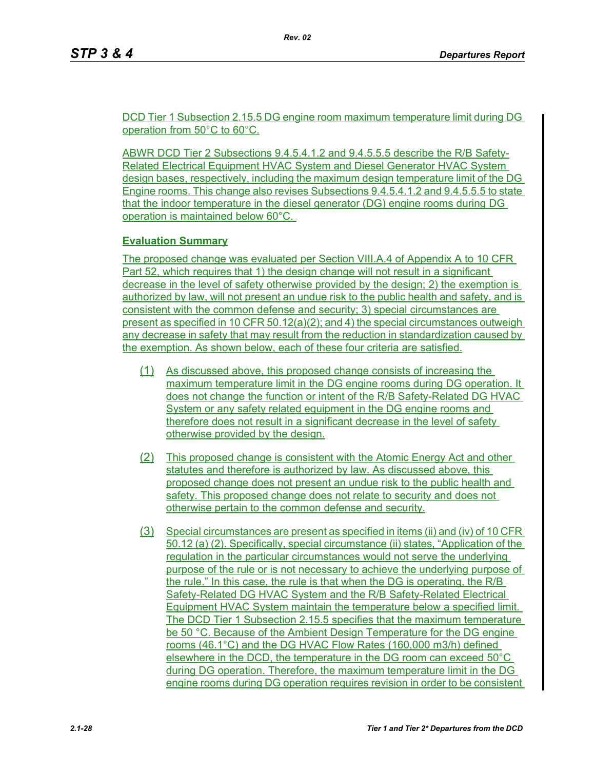DCD Tier 1 Subsection 2.15.5 DG engine room maximum temperature limit during DG operation from 50°C to 60°C.

ABWR DCD Tier 2 Subsections 9.4.5.4.1.2 and 9.4.5.5.5 describe the R/B Safety-Related Electrical Equipment HVAC System and Diesel Generator HVAC System design bases, respectively, including the maximum design temperature limit of the DG Engine rooms. This change also revises Subsections 9.4.5.4.1.2 and 9.4.5.5.5 to state that the indoor temperature in the diesel generator (DG) engine rooms during DG operation is maintained below 60°C.

**Evaluation Summary**

The proposed change was evaluated per Section VIII.A.4 of Appendix A to 10 CFR Part 52, which requires that 1) the design change will not result in a significant decrease in the level of safety otherwise provided by the design; 2) the exemption is authorized by law, will not present an undue risk to the public health and safety, and is consistent with the common defense and security; 3) special circumstances are present as specified in 10 CFR 50.12(a)(2); and 4) the special circumstances outweigh any decrease in safety that may result from the reduction in standardization caused by the exemption. As shown below, each of these four criteria are satisfied.

(1) As discussed above, this proposed change consists of increasing the maximum temperature limit in the DG engine rooms during DG operation. It does not change the function or intent of the R/B Safety-Related DG HVAC System or any safety related equipment in the DG engine rooms and therefore does not result in a significant decrease in the level of safety otherwise provided by the design.

(2) This proposed change is consistent with the Atomic Energy Act and other statutes and therefore is authorized by law. As discussed above, this proposed change does not present an undue risk to the public health and safety. This proposed change does not relate to security and does not otherwise pertain to the common defense and security.

(3) Special circumstances are present as specified in items (ii) and (iv) of 10 CFR 50.12 (a) (2). Specifically, special circumstance (ii) states, "Application of the regulation in the particular circumstances would not serve the underlying purpose of the rule or is not necessary to achieve the underlying purpose of the rule." In this case, the rule is that when the DG is operating, the R/B Safety-Related DG HVAC System and the R/B Safety-Related Electrical Equipment HVAC System maintain the temperature below a specified limit. The DCD Tier 1 Subsection 2.15.5 specifies that the maximum temperature be 50 °C. Because of the Ambient Design Temperature for the DG engine rooms (46.1°C) and the DG HVAC Flow Rates (160,000 m3/h) defined elsewhere in the DCD, the temperature in the DG room can exceed 50°C during DG operation. Therefore, the maximum temperature limit in the DG engine rooms during DG operation requires revision in order to be consistent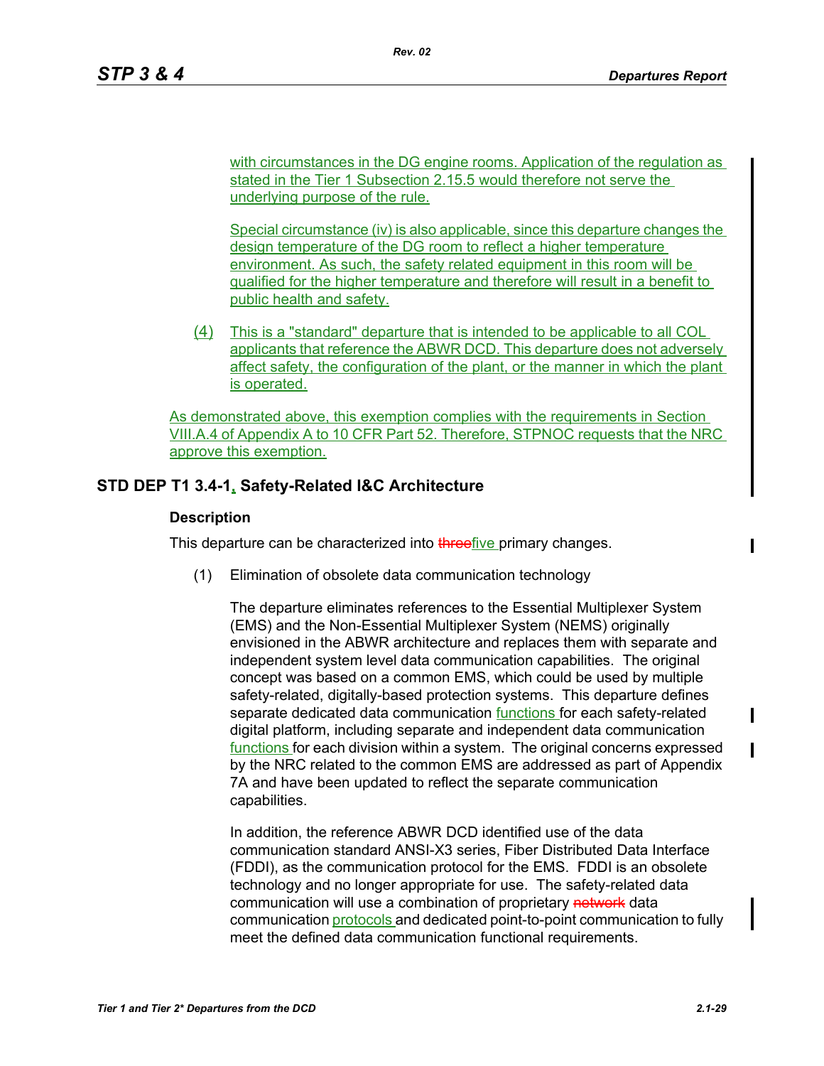with circumstances in the DG engine rooms. Application of the regulation as stated in the Tier 1 Subsection 2.15.5 would therefore not serve the underlying purpose of the rule.

Special circumstance (iv) is also applicable, since this departure changes the design temperature of the DG room to reflect a higher temperature environment. As such, the safety related equipment in this room will be qualified for the higher temperature and therefore will result in a benefit to public health and safety.

(4) This is a "standard" departure that is intended to be applicable to all COL applicants that reference the ABWR DCD. This departure does not adversely affect safety, the configuration of the plant, or the manner in which the plant is operated.

As demonstrated above, this exemption complies with the requirements in Section VIII.A.4 of Appendix A to 10 CFR Part 52. Therefore, STPNOC requests that the NRC approve this exemption.

## STD DEP T1 3.4-1, Safety-Related I&C Architecture

### Description

This departure can be characterized into ~~three~~five primary changes.

(1) Elimination of obsolete data communication technology

The departure eliminates references to the Essential Multiplexer System (EMS) and the Non-Essential Multiplexer System (NEMS) originally envisioned in the ABWR architecture and replaces them with separate and independent system level data communication capabilities. The original concept was based on a common EMS, which could be used by multiple safety-related, digitally-based protection systems. This departure defines separate dedicated data communication functions for each safety-related digital platform, including separate and independent data communication functions for each division within a system. The original concerns expressed by the NRC related to the common EMS are addressed as part of Appendix 7A and have been updated to reflect the separate communication capabilities.

In addition, the reference ABWR DCD identified use of the data communication standard ANSI-X3 series, Fiber Distributed Data Interface (FDDI), as the communication protocol for the EMS. FDDI is an obsolete technology and no longer appropriate for use. The safety-related data communication will use a combination of proprietary ~~network~~ data communication protocols and dedicated point-to-point communication to fully meet the defined data communication functional requirements.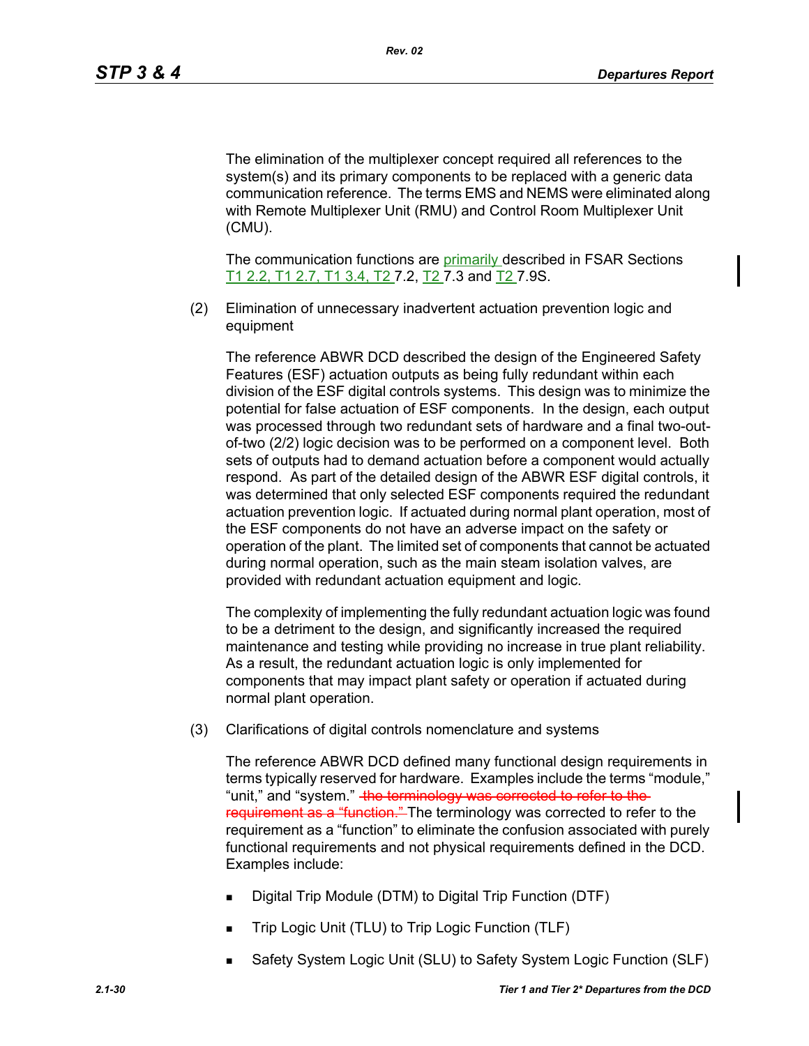The elimination of the multiplexer concept required all references to the system(s) and its primary components to be replaced with a generic data communication reference. The terms EMS and NEMS were eliminated along with Remote Multiplexer Unit (RMU) and Control Room Multiplexer Unit (CMU).

The communication functions are primarily described in FSAR Sections T1 2.2, T1 2.7, T1 3.4, T2 7.2, T2 7.3 and T2 7.9S.

(2) Elimination of unnecessary inadvertent actuation prevention logic and equipment

The reference ABWR DCD described the design of the Engineered Safety Features (ESF) actuation outputs as being fully redundant within each division of the ESF digital controls systems. This design was to minimize the potential for false actuation of ESF components. In the design, each output was processed through two redundant sets of hardware and a final two-out-of-two (2/2) logic decision was to be performed on a component level. Both sets of outputs had to demand actuation before a component would actually respond. As part of the detailed design of the ABWR ESF digital controls, it was determined that only selected ESF components required the redundant actuation prevention logic. If actuated during normal plant operation, most of the ESF components do not have an adverse impact on the safety or operation of the plant. The limited set of components that cannot be actuated during normal operation, such as the main steam isolation valves, are provided with redundant actuation equipment and logic.

The complexity of implementing the fully redundant actuation logic was found to be a detriment to the design, and significantly increased the required maintenance and testing while providing no increase in true plant reliability. As a result, the redundant actuation logic is only implemented for components that may impact plant safety or operation if actuated during normal plant operation.

(3) Clarifications of digital controls nomenclature and systems

The reference ABWR DCD defined many functional design requirements in terms typically reserved for hardware. Examples include the terms "module," "unit," and "system." ~~the terminology was corrected to refer to the requirement as a "function."~~ The terminology was corrected to refer to the requirement as a "function" to eliminate the confusion associated with purely functional requirements and not physical requirements defined in the DCD. Examples include:

- Digital Trip Module (DTM) to Digital Trip Function (DTF)
- Trip Logic Unit (TLU) to Trip Logic Function (TLF)
- Safety System Logic Unit (SLU) to Safety System Logic Function (SLF)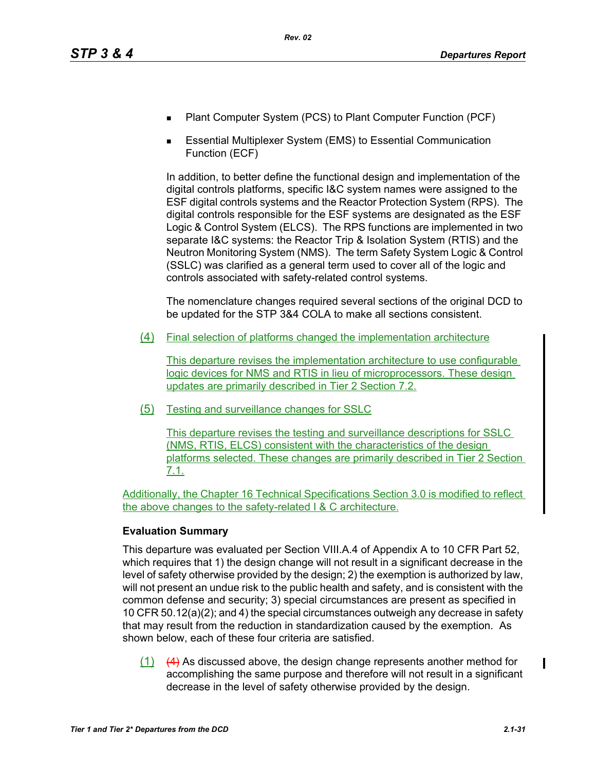- Plant Computer System (PCS) to Plant Computer Function (PCF)
- Essential Multiplexer System (EMS) to Essential Communication Function (ECF)

In addition, to better define the functional design and implementation of the digital controls platforms, specific I&C system names were assigned to the ESF digital controls systems and the Reactor Protection System (RPS). The digital controls responsible for the ESF systems are designated as the ESF Logic & Control System (ELCS). The RPS functions are implemented in two separate I&C systems: the Reactor Trip & Isolation System (RTIS) and the Neutron Monitoring System (NMS). The term Safety System Logic & Control (SSLC) was clarified as a general term used to cover all of the logic and controls associated with safety-related control systems.

The nomenclature changes required several sections of the original DCD to be updated for the STP 3&4 COLA to make all sections consistent.

(4) Final selection of platforms changed the implementation architecture

This departure revises the implementation architecture to use configurable logic devices for NMS and RTIS in lieu of microprocessors. These design updates are primarily described in Tier 2 Section 7.2.

(5) Testing and surveillance changes for SSLC

This departure revises the testing and surveillance descriptions for SSLC (NMS, RTIS, ELCS) consistent with the characteristics of the design platforms selected. These changes are primarily described in Tier 2 Section 7.1.

Additionally, the Chapter 16 Technical Specifications Section 3.0 is modified to reflect the above changes to the safety-related I & C architecture.

**Evaluation Summary**

This departure was evaluated per Section VIII.A.4 of Appendix A to 10 CFR Part 52, which requires that 1) the design change will not result in a significant decrease in the level of safety otherwise provided by the design; 2) the exemption is authorized by law, will not present an undue risk to the public health and safety, and is consistent with the common defense and security; 3) special circumstances are present as specified in 10 CFR 50.12(a)(2); and 4) the special circumstances outweigh any decrease in safety that may result from the reduction in standardization caused by the exemption. As shown below, each of these four criteria are satisfied.

(1) ~~(4)~~ As discussed above, the design change represents another method for accomplishing the same purpose and therefore will not result in a significant decrease in the level of safety otherwise provided by the design.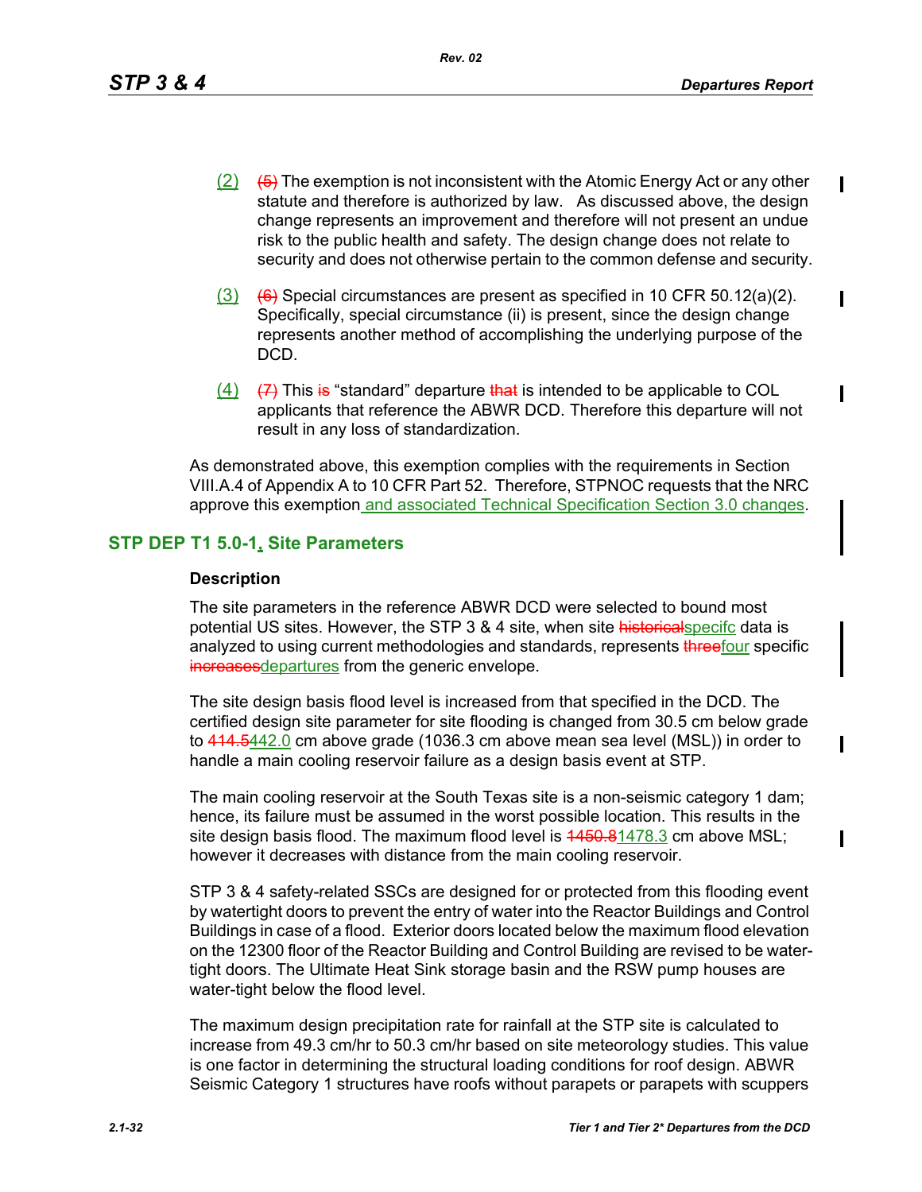(2) ~~(5)~~ The exemption is not inconsistent with the Atomic Energy Act or any other statute and therefore is authorized by law. As discussed above, the design change represents an improvement and therefore will not present an undue risk to the public health and safety. The design change does not relate to security and does not otherwise pertain to the common defense and security.

(3) ~~(6)~~ Special circumstances are present as specified in 10 CFR 50.12(a)(2). Specifically, special circumstance (ii) is present, since the design change represents another method of accomplishing the underlying purpose of the DCD.

(4) ~~(7)~~ This ~~is~~ "standard" departure ~~that~~ is intended to be applicable to COL applicants that reference the ABWR DCD. Therefore this departure will not result in any loss of standardization.

As demonstrated above, this exemption complies with the requirements in Section VIII.A.4 of Appendix A to 10 CFR Part 52. Therefore, STPNOC requests that the NRC approve this exemption and associated Technical Specification Section 3.0 changes.

## STP DEP T1 5.0-1, Site Parameters

### Description

The site parameters in the reference ABWR DCD were selected to bound most potential US sites. However, the STP 3 & 4 site, when site ~~historical~~specifc data is analyzed to using current methodologies and standards, represents ~~three~~four specific ~~increases~~departures from the generic envelope.

The site design basis flood level is increased from that specified in the DCD. The certified design site parameter for site flooding is changed from 30.5 cm below grade to ~~414.5~~442.0 cm above grade (1036.3 cm above mean sea level (MSL)) in order to handle a main cooling reservoir failure as a design basis event at STP.

The main cooling reservoir at the South Texas site is a non-seismic category 1 dam; hence, its failure must be assumed in the worst possible location. This results in the site design basis flood. The maximum flood level is ~~1450.8~~1478.3 cm above MSL; however it decreases with distance from the main cooling reservoir.

STP 3 & 4 safety-related SSCs are designed for or protected from this flooding event by watertight doors to prevent the entry of water into the Reactor Buildings and Control Buildings in case of a flood. Exterior doors located below the maximum flood elevation on the 12300 floor of the Reactor Building and Control Building are revised to be water-tight doors. The Ultimate Heat Sink storage basin and the RSW pump houses are water-tight below the flood level.

The maximum design precipitation rate for rainfall at the STP site is calculated to increase from 49.3 cm/hr to 50.3 cm/hr based on site meteorology studies. This value is one factor in determining the structural loading conditions for roof design. ABWR Seismic Category 1 structures have roofs without parapets or parapets with scuppers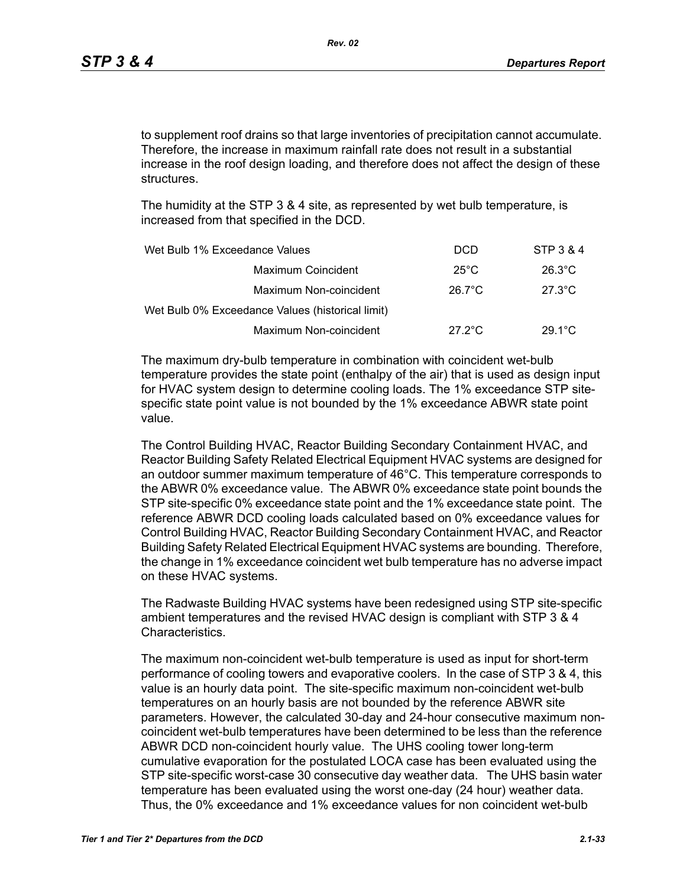to supplement roof drains so that large inventories of precipitation cannot accumulate. Therefore, the increase in maximum rainfall rate does not result in a substantial increase in the roof design loading, and therefore does not affect the design of these structures.

The humidity at the STP 3 & 4 site, as represented by wet bulb temperature, is increased from that specified in the DCD.

| Wet Bulb 1% Exceedance Values | | DCD | STP 3 & 4 |
|---|---|---|---|
| | Maximum Coincident | 25°C | 26.3°C |
| | Maximum Non-coincident | 26.7°C | 27.3°C |
| Wet Bulb 0% Exceedance Values (historical limit) | | | |
| | Maximum Non-coincident | 27.2°C | 29.1°C |

The maximum dry-bulb temperature in combination with coincident wet-bulb temperature provides the state point (enthalpy of the air) that is used as design input for HVAC system design to determine cooling loads. The 1% exceedance STP site-specific state point value is not bounded by the 1% exceedance ABWR state point value.

The Control Building HVAC, Reactor Building Secondary Containment HVAC, and Reactor Building Safety Related Electrical Equipment HVAC systems are designed for an outdoor summer maximum temperature of 46°C. This temperature corresponds to the ABWR 0% exceedance value. The ABWR 0% exceedance state point bounds the STP site-specific 0% exceedance state point and the 1% exceedance state point. The reference ABWR DCD cooling loads calculated based on 0% exceedance values for Control Building HVAC, Reactor Building Secondary Containment HVAC, and Reactor Building Safety Related Electrical Equipment HVAC systems are bounding. Therefore, the change in 1% exceedance coincident wet bulb temperature has no adverse impact on these HVAC systems.

The Radwaste Building HVAC systems have been redesigned using STP site-specific ambient temperatures and the revised HVAC design is compliant with STP 3 & 4 Characteristics.

The maximum non-coincident wet-bulb temperature is used as input for short-term performance of cooling towers and evaporative coolers. In the case of STP 3 & 4, this value is an hourly data point. The site-specific maximum non-coincident wet-bulb temperatures on an hourly basis are not bounded by the reference ABWR site parameters. However, the calculated 30-day and 24-hour consecutive maximum non-coincident wet-bulb temperatures have been determined to be less than the reference ABWR DCD non-coincident hourly value. The UHS cooling tower long-term cumulative evaporation for the postulated LOCA case has been evaluated using the STP site-specific worst-case 30 consecutive day weather data. The UHS basin water temperature has been evaluated using the worst one-day (24 hour) weather data. Thus, the 0% exceedance and 1% exceedance values for non coincident wet-bulb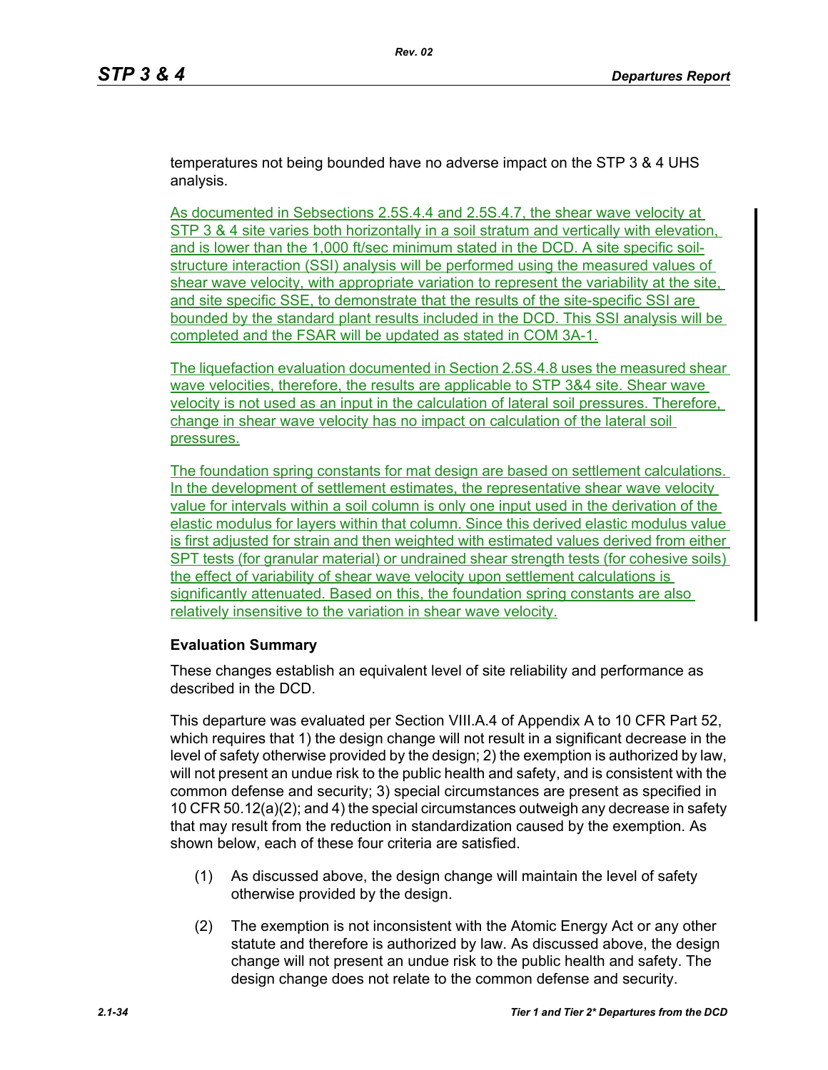temperatures not being bounded have no adverse impact on the STP 3 & 4 UHS analysis.

As documented in Sebsections 2.5S.4.4 and 2.5S.4.7, the shear wave velocity at STP 3 & 4 site varies both horizontally in a soil stratum and vertically with elevation, and is lower than the 1,000 ft/sec minimum stated in the DCD. A site specific soil-structure interaction (SSI) analysis will be performed using the measured values of shear wave velocity, with appropriate variation to represent the variability at the site, and site specific SSE, to demonstrate that the results of the site-specific SSI are bounded by the standard plant results included in the DCD. This SSI analysis will be completed and the FSAR will be updated as stated in COM 3A-1.

The liquefaction evaluation documented in Section 2.5S.4.8 uses the measured shear wave velocities, therefore, the results are applicable to STP 3&4 site. Shear wave velocity is not used as an input in the calculation of lateral soil pressures. Therefore, change in shear wave velocity has no impact on calculation of the lateral soil pressures.

The foundation spring constants for mat design are based on settlement calculations. In the development of settlement estimates, the representative shear wave velocity value for intervals within a soil column is only one input used in the derivation of the elastic modulus for layers within that column. Since this derived elastic modulus value is first adjusted for strain and then weighted with estimated values derived from either SPT tests (for granular material) or undrained shear strength tests (for cohesive soils) the effect of variability of shear wave velocity upon settlement calculations is significantly attenuated. Based on this, the foundation spring constants are also relatively insensitive to the variation in shear wave velocity.

**Evaluation Summary**

These changes establish an equivalent level of site reliability and performance as described in the DCD.

This departure was evaluated per Section VIII.A.4 of Appendix A to 10 CFR Part 52, which requires that 1) the design change will not result in a significant decrease in the level of safety otherwise provided by the design; 2) the exemption is authorized by law, will not present an undue risk to the public health and safety, and is consistent with the common defense and security; 3) special circumstances are present as specified in 10 CFR 50.12(a)(2); and 4) the special circumstances outweigh any decrease in safety that may result from the reduction in standardization caused by the exemption. As shown below, each of these four criteria are satisfied.

(1) As discussed above, the design change will maintain the level of safety otherwise provided by the design.

(2) The exemption is not inconsistent with the Atomic Energy Act or any other statute and therefore is authorized by law. As discussed above, the design change will not present an undue risk to the public health and safety. The design change does not relate to the common defense and security.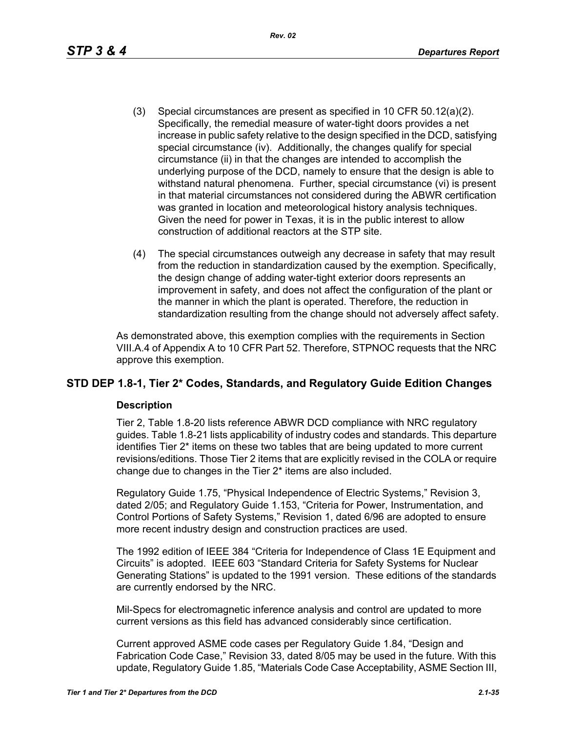(3) Special circumstances are present as specified in 10 CFR 50.12(a)(2). Specifically, the remedial measure of water-tight doors provides a net increase in public safety relative to the design specified in the DCD, satisfying special circumstance (iv). Additionally, the changes qualify for special circumstance (ii) in that the changes are intended to accomplish the underlying purpose of the DCD, namely to ensure that the design is able to withstand natural phenomena. Further, special circumstance (vi) is present in that material circumstances not considered during the ABWR certification was granted in location and meteorological history analysis techniques. Given the need for power in Texas, it is in the public interest to allow construction of additional reactors at the STP site.

(4) The special circumstances outweigh any decrease in safety that may result from the reduction in standardization caused by the exemption. Specifically, the design change of adding water-tight exterior doors represents an improvement in safety, and does not affect the configuration of the plant or the manner in which the plant is operated. Therefore, the reduction in standardization resulting from the change should not adversely affect safety.

As demonstrated above, this exemption complies with the requirements in Section VIII.A.4 of Appendix A to 10 CFR Part 52. Therefore, STPNOC requests that the NRC approve this exemption.

## STD DEP 1.8-1, Tier 2* Codes, Standards, and Regulatory Guide Edition Changes

### Description

Tier 2, Table 1.8-20 lists reference ABWR DCD compliance with NRC regulatory guides. Table 1.8-21 lists applicability of industry codes and standards. This departure identifies Tier 2* items on these two tables that are being updated to more current revisions/editions. Those Tier 2 items that are explicitly revised in the COLA or require change due to changes in the Tier 2* items are also included.

Regulatory Guide 1.75, “Physical Independence of Electric Systems,” Revision 3, dated 2/05; and Regulatory Guide 1.153, “Criteria for Power, Instrumentation, and Control Portions of Safety Systems,” Revision 1, dated 6/96 are adopted to ensure more recent industry design and construction practices are used.

The 1992 edition of IEEE 384 “Criteria for Independence of Class 1E Equipment and Circuits” is adopted. IEEE 603 “Standard Criteria for Safety Systems for Nuclear Generating Stations” is updated to the 1991 version. These editions of the standards are currently endorsed by the NRC.

Mil-Specs for electromagnetic inference analysis and control are updated to more current versions as this field has advanced considerably since certification.

Current approved ASME code cases per Regulatory Guide 1.84, “Design and Fabrication Code Case,” Revision 33, dated 8/05 may be used in the future. With this update, Regulatory Guide 1.85, “Materials Code Case Acceptability, ASME Section III,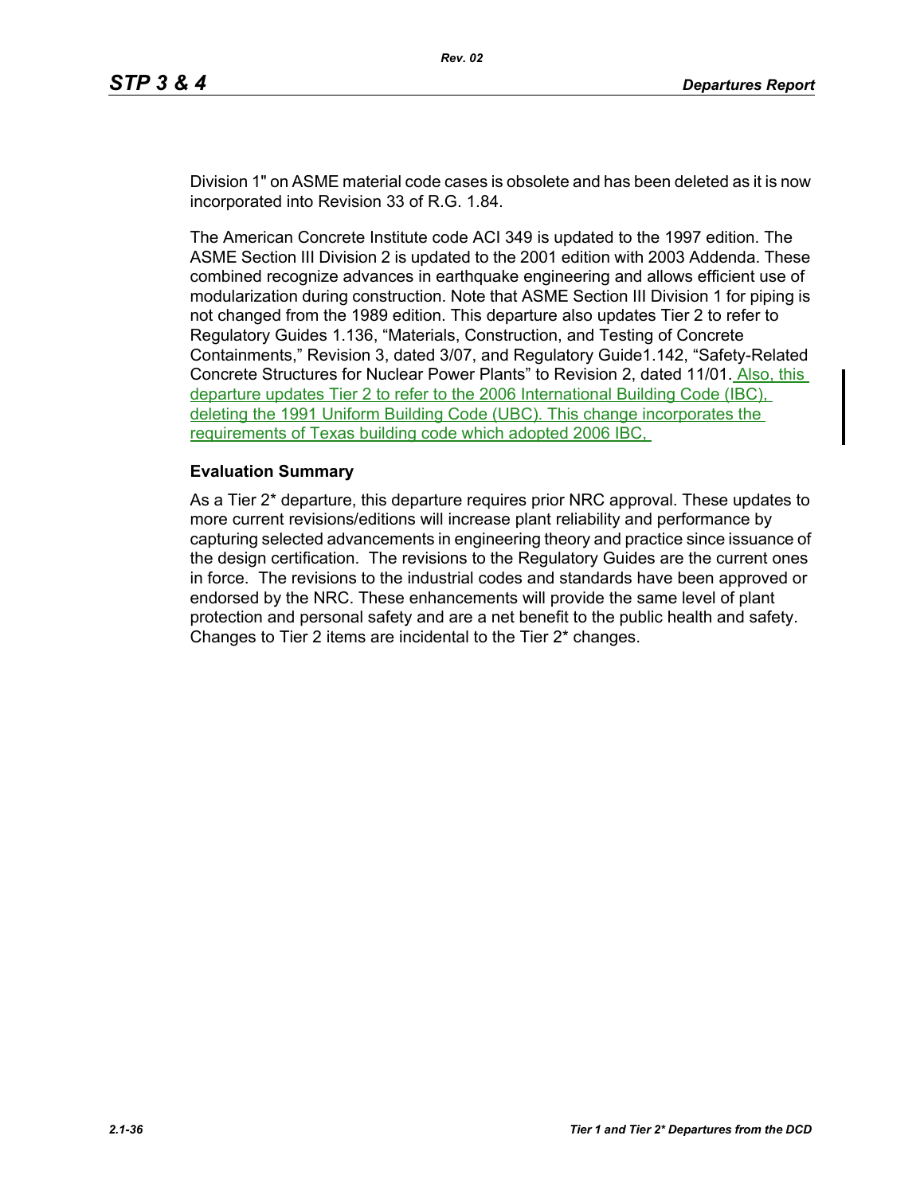Division 1" on ASME material code cases is obsolete and has been deleted as it is now incorporated into Revision 33 of R.G. 1.84.

The American Concrete Institute code ACI 349 is updated to the 1997 edition. The ASME Section III Division 2 is updated to the 2001 edition with 2003 Addenda. These combined recognize advances in earthquake engineering and allows efficient use of modularization during construction. Note that ASME Section III Division 1 for piping is not changed from the 1989 edition. This departure also updates Tier 2 to refer to Regulatory Guides 1.136, "Materials, Construction, and Testing of Concrete Containments," Revision 3, dated 3/07, and Regulatory Guide1.142, "Safety-Related Concrete Structures for Nuclear Power Plants" to Revision 2, dated 11/01. Also, this departure updates Tier 2 to refer to the 2006 International Building Code (IBC), deleting the 1991 Uniform Building Code (UBC). This change incorporates the requirements of Texas building code which adopted 2006 IBC,

**Evaluation Summary**

As a Tier 2* departure, this departure requires prior NRC approval. These updates to more current revisions/editions will increase plant reliability and performance by capturing selected advancements in engineering theory and practice since issuance of the design certification. The revisions to the Regulatory Guides are the current ones in force. The revisions to the industrial codes and standards have been approved or endorsed by the NRC. These enhancements will provide the same level of plant protection and personal safety and are a net benefit to the public health and safety. Changes to Tier 2 items are incidental to the Tier 2* changes.